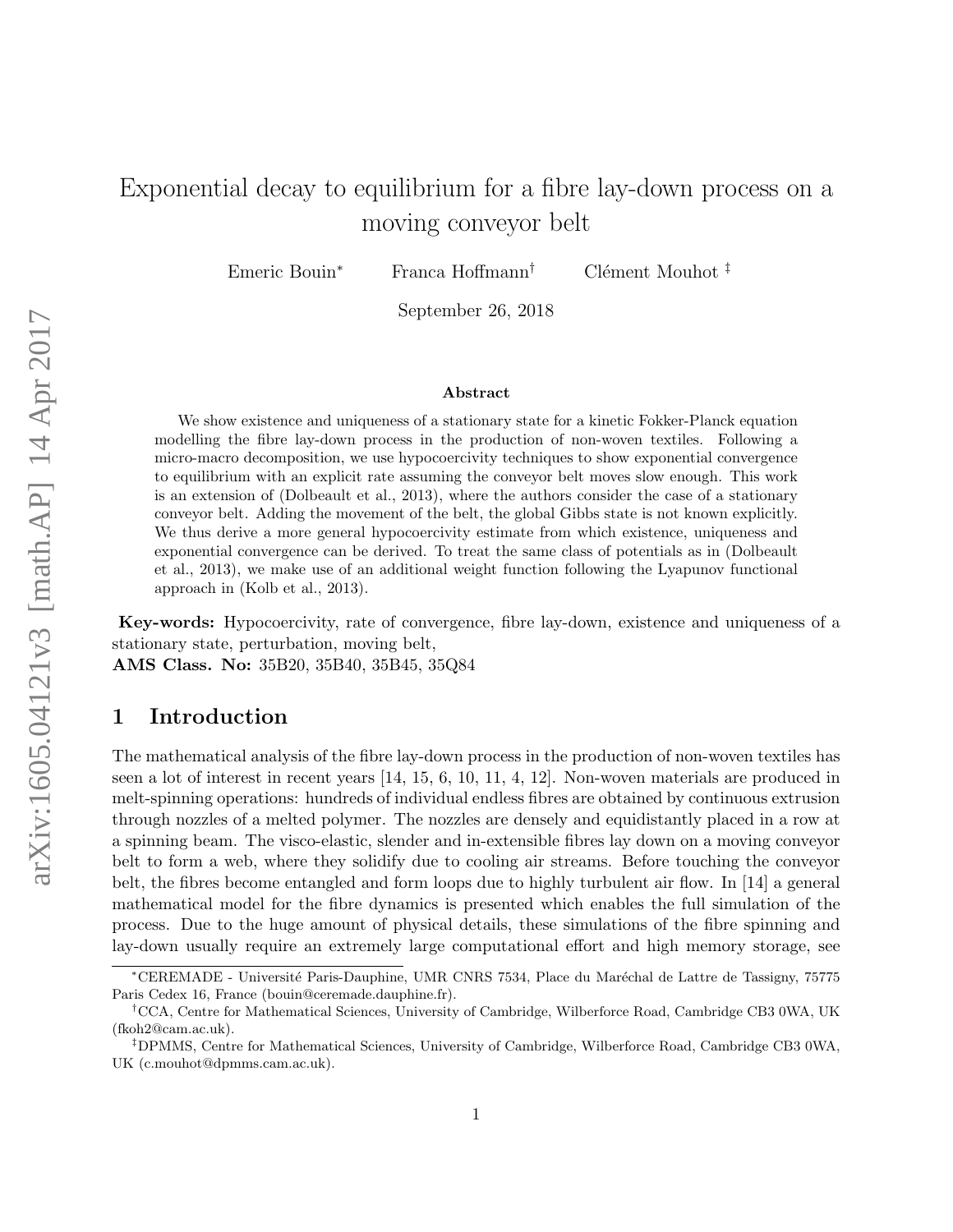# Exponential decay to equilibrium for a fibre lay-down process on a moving conveyor belt

Emeric Bouin[*] Franca Hoffmann[†] Clément Mouhot[‡]

September 26, 2018

### Abstract

We show existence and uniqueness of a stationary state for a kinetic Fokker-Planck equation modelling the fibre lay-down process in the production of non-woven textiles. Following a micro-macro decomposition, we use hypocoercivity techniques to show exponential convergence to equilibrium with an explicit rate assuming the conveyor belt moves slow enough. This work is an extension of (Dolbeault et al., 2013), where the authors consider the case of a stationary conveyor belt. Adding the movement of the belt, the global Gibbs state is not known explicitly. We thus derive a more general hypocoercivity estimate from which existence, uniqueness and exponential convergence can be derived. To treat the same class of potentials as in (Dolbeault et al., 2013), we make use of an additional weight function following the Lyapunov functional approach in (Kolb et al., 2013).

**Key-words:** Hypocoercivity, rate of convergence, fibre lay-down, existence and uniqueness of a stationary state, perturbation, moving belt,
**AMS Class. No:** 35B20, 35B40, 35B45, 35Q84

## 1 Introduction

The mathematical analysis of the fibre lay-down process in the production of non-woven textiles has seen a lot of interest in recent years [14, 15, 6, 10, 11, 4, 12]. Non-woven materials are produced in melt-spinning operations: hundreds of individual endless fibres are obtained by continuous extrusion through nozzles of a melted polymer. The nozzles are densely and equidistantly placed in a row at a spinning beam. The visco-elastic, slender and in-extensible fibres lay down on a moving conveyor belt to form a web, where they solidify due to cooling air streams. Before touching the conveyor belt, the fibres become entangled and form loops due to highly turbulent air flow. In [14] a general mathematical model for the fibre dynamics is presented which enables the full simulation of the process. Due to the huge amount of physical details, these simulations of the fibre spinning and lay-down usually require an extremely large computational effort and high memory storage, see

---

[*]CEREMADE - Université Paris-Dauphine, UMR CNRS 7534, Place du Maréchal de Lattre de Tassigny, 75775 Paris Cedex 16, France (bouin@ceremade.dauphine.fr).

[†]CCA, Centre for Mathematical Sciences, University of Cambridge, Wilberforce Road, Cambridge CB3 0WA, UK (fkoh2@cam.ac.uk).

[‡]DPMMS, Centre for Mathematical Sciences, University of Cambridge, Wilberforce Road, Cambridge CB3 0WA, UK (c.mouhot@dpmms.cam.ac.uk).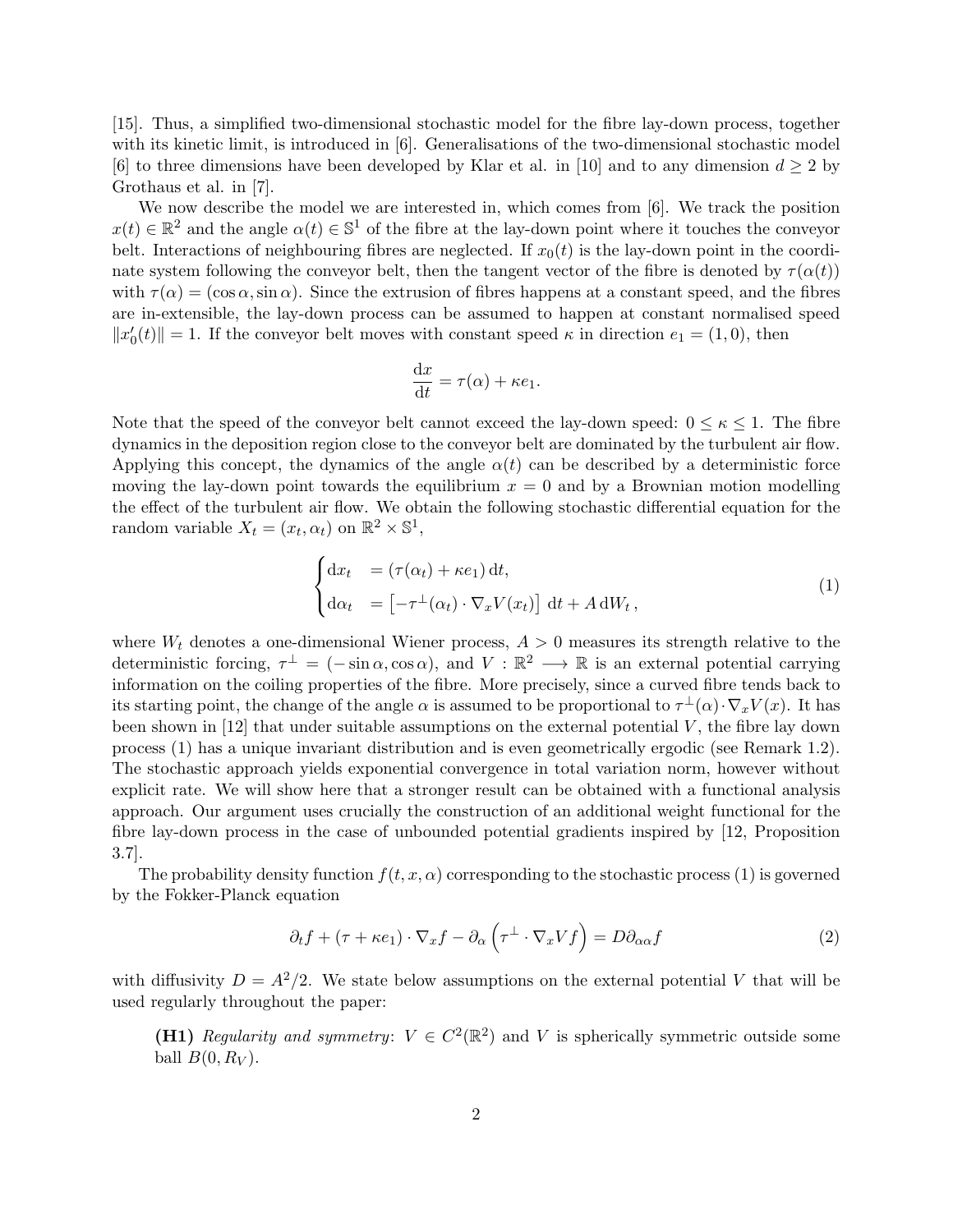[15]. Thus, a simplified two-dimensional stochastic model for the fibre lay-down process, together with its kinetic limit, is introduced in [6]. Generalisations of the two-dimensional stochastic model [6] to three dimensions have been developed by Klar et al. in [10] and to any dimension $d \geq 2$ by Grothaus et al. in [7].

We now describe the model we are interested in, which comes from [6]. We track the position $x(t) \in \mathbb{R}^2$ and the angle $\alpha(t) \in \mathbb{S}^1$ of the fibre at the lay-down point where it touches the conveyor belt. Interactions of neighbouring fibres are neglected. If $x_0(t)$ is the lay-down point in the coordinate system following the conveyor belt, then the tangent vector of the fibre is denoted by $\tau(\alpha(t))$ with $\tau(\alpha) = (\cos\alpha, \sin\alpha)$. Since the extrusion of fibres happens at a constant speed, and the fibres are in-extensible, the lay-down process can be assumed to happen at constant normalised speed $\|x_0'(t)\| = 1$. If the conveyor belt moves with constant speed $\kappa$ in direction $e_1 = (1, 0)$, then

$$\frac{\mathrm{d}x}{\mathrm{d}t} = \tau(\alpha) + \kappa e_1.$$

Note that the speed of the conveyor belt cannot exceed the lay-down speed: $0 \leq \kappa \leq 1$. The fibre dynamics in the deposition region close to the conveyor belt are dominated by the turbulent air flow. Applying this concept, the dynamics of the angle $\alpha(t)$ can be described by a deterministic force moving the lay-down point towards the equilibrium $x = 0$ and by a Brownian motion modelling the effect of the turbulent air flow. We obtain the following stochastic differential equation for the random variable $X_t = (x_t, \alpha_t)$ on $\mathbb{R}^2 \times \mathbb{S}^1$,

$$\begin{cases} \mathrm{d}x_t &= (\tau(\alpha_t) + \kappa e_1)\,\mathrm{d}t, \\ \mathrm{d}\alpha_t &= \left[-\tau^\perp(\alpha_t)\cdot\nabla_x V(x_t)\right]\,\mathrm{d}t + A\,\mathrm{d}W_t\,, \end{cases} \tag{1}$$

where $W_t$ denotes a one-dimensional Wiener process, $A > 0$ measures its strength relative to the deterministic forcing, $\tau^\perp = (-\sin\alpha, \cos\alpha)$, and $V : \mathbb{R}^2 \longrightarrow \mathbb{R}$ is an external potential carrying information on the coiling properties of the fibre. More precisely, since a curved fibre tends back to its starting point, the change of the angle $\alpha$ is assumed to be proportional to $\tau^\perp(\alpha)\cdot\nabla_x V(x)$. It has been shown in [12] that under suitable assumptions on the external potential $V$, the fibre lay down process (1) has a unique invariant distribution and is even geometrically ergodic (see Remark 1.2). The stochastic approach yields exponential convergence in total variation norm, however without explicit rate. We will show here that a stronger result can be obtained with a functional analysis approach. Our argument uses crucially the construction of an additional weight functional for the fibre lay-down process in the case of unbounded potential gradients inspired by [12, Proposition 3.7].

The probability density function $f(t, x, \alpha)$ corresponding to the stochastic process (1) is governed by the Fokker-Planck equation

$$\partial_t f + (\tau + \kappa e_1)\cdot\nabla_x f - \partial_\alpha\left(\tau^\perp\cdot\nabla_x V f\right) = D\partial_{\alpha\alpha} f \tag{2}$$

with diffusivity $D = A^2/2$. We state below assumptions on the external potential $V$ that will be used regularly throughout the paper:

**(H1)** *Regularity and symmetry*: $V \in C^2(\mathbb{R}^2)$ and $V$ is spherically symmetric outside some ball $B(0, R_V)$.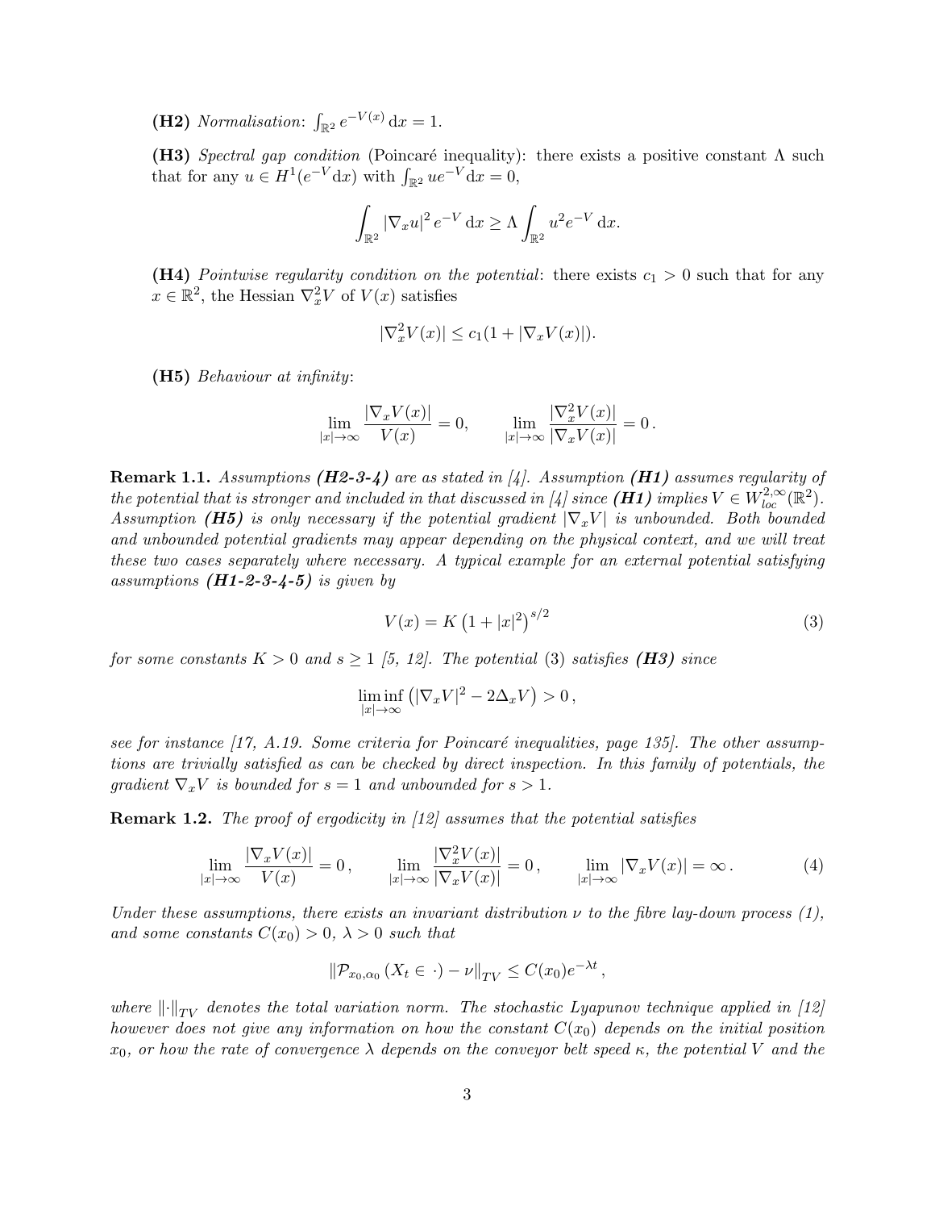**(H2)** *Normalisation*: $\int_{\mathbb{R}^2} e^{-V(x)}\,\mathrm{d}x = 1$.

**(H3)** *Spectral gap condition* (Poincaré inequality): there exists a positive constant $\Lambda$ such that for any $u \in H^1(e^{-V}\mathrm{d}x)$ with $\int_{\mathbb{R}^2} ue^{-V}\mathrm{d}x = 0$,

$$\int_{\mathbb{R}^2} |\nabla_x u|^2 \, e^{-V}\,\mathrm{d}x \geq \Lambda \int_{\mathbb{R}^2} u^2 e^{-V}\,\mathrm{d}x.$$

**(H4)** *Pointwise regularity condition on the potential*: there exists $c_1 > 0$ such that for any $x \in \mathbb{R}^2$, the Hessian $\nabla_x^2 V$ of $V(x)$ satisfies

$$|\nabla_x^2 V(x)| \leq c_1(1 + |\nabla_x V(x)|).$$

**(H5)** *Behaviour at infinity*:

$$\lim_{|x|\to\infty} \frac{|\nabla_x V(x)|}{V(x)} = 0, \qquad \lim_{|x|\to\infty} \frac{|\nabla_x^2 V(x)|}{|\nabla_x V(x)|} = 0\,.$$

**Remark 1.1.** *Assumptions* ***(H2-3-4)*** *are as stated in [4]. Assumption* ***(H1)*** *assumes regularity of the potential that is stronger and included in that discussed in [4] since* ***(H1)*** *implies $V \in W^{2,\infty}_{loc}(\mathbb{R}^2)$. Assumption* ***(H5)*** *is only necessary if the potential gradient $|\nabla_x V|$ is unbounded. Both bounded and unbounded potential gradients may appear depending on the physical context, and we will treat these two cases separately where necessary. A typical example for an external potential satisfying assumptions* ***(H1-2-3-4-5)*** *is given by*

$$V(x) = K\left(1 + |x|^2\right)^{s/2} \tag{3}$$

*for some constants $K > 0$ and $s \geq 1$ [5, 12]. The potential* (3) *satisfies* ***(H3)*** *since*

$$\liminf_{|x|\to\infty} \left(|\nabla_x V|^2 - 2\Delta_x V\right) > 0\,,$$

*see for instance [17, A.19. Some criteria for Poincaré inequalities, page 135]. The other assumptions are trivially satisfied as can be checked by direct inspection. In this family of potentials, the gradient $\nabla_x V$ is bounded for $s = 1$ and unbounded for $s > 1$.*

**Remark 1.2.** *The proof of ergodicity in [12] assumes that the potential satisfies*

$$\lim_{|x|\to\infty} \frac{|\nabla_x V(x)|}{V(x)} = 0\,, \qquad \lim_{|x|\to\infty} \frac{|\nabla_x^2 V(x)|}{|\nabla_x V(x)|} = 0\,, \qquad \lim_{|x|\to\infty} |\nabla_x V(x)| = \infty\,. \tag{4}$$

*Under these assumptions, there exists an invariant distribution $\nu$ to the fibre lay-down process (1), and some constants $C(x_0) > 0$, $\lambda > 0$ such that*

$$\left\| \mathcal{P}_{x_0,\alpha_0}\left(X_t \in \cdot\right) - \nu \right\|_{TV} \leq C(x_0)e^{-\lambda t}\,,$$

*where $\|\cdot\|_{TV}$ denotes the total variation norm. The stochastic Lyapunov technique applied in [12] however does not give any information on how the constant $C(x_0)$ depends on the initial position $x_0$, or how the rate of convergence $\lambda$ depends on the conveyor belt speed $\kappa$, the potential $V$ and the*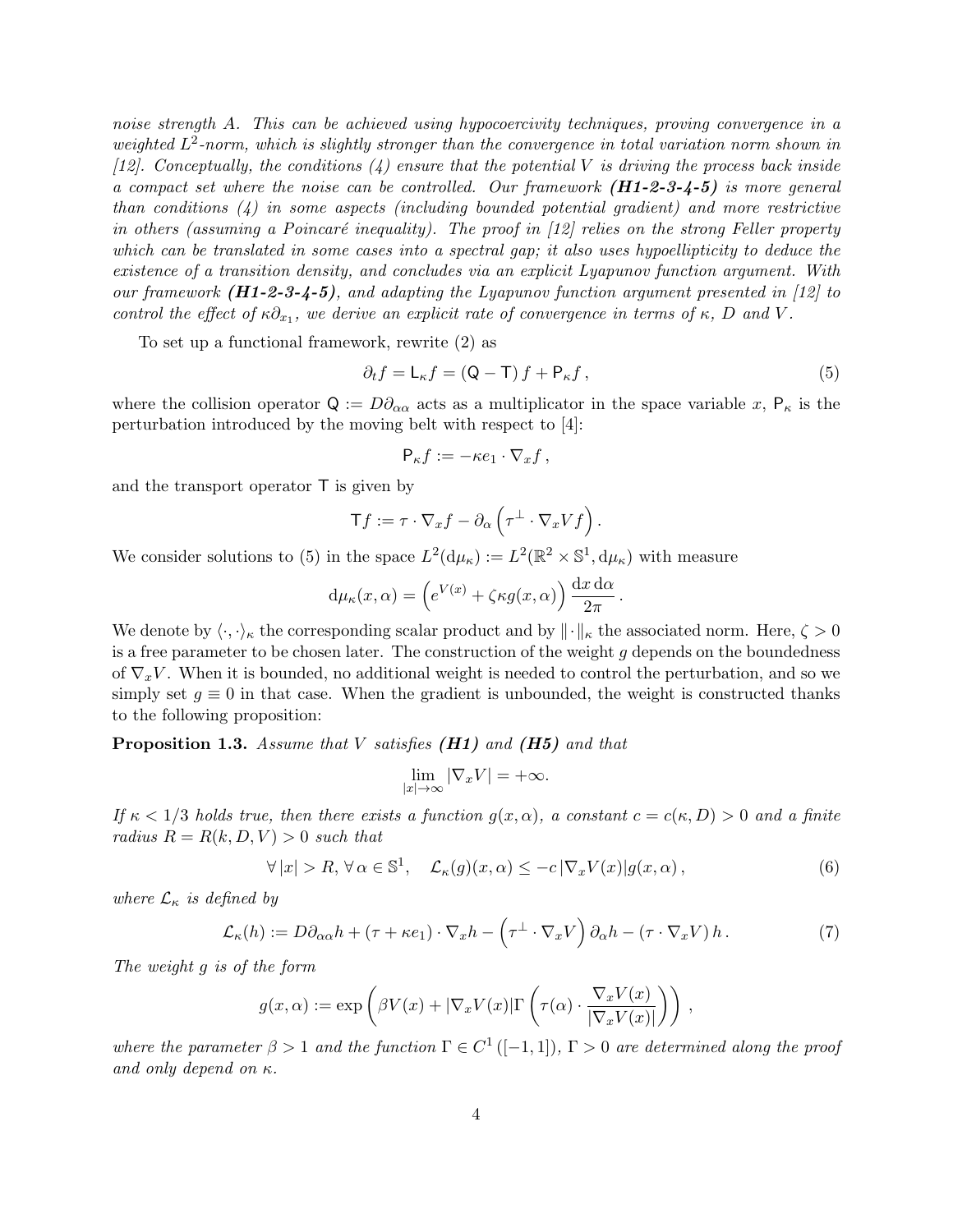*noise strength A. This can be achieved using hypocoercivity techniques, proving convergence in a weighted $L^2$-norm, which is slightly stronger than the convergence in total variation norm shown in [12]. Conceptually, the conditions (4) ensure that the potential V is driving the process back inside a compact set where the noise can be controlled. Our framework **(H1-2-3-4-5)** is more general than conditions (4) in some aspects (including bounded potential gradient) and more restrictive in others (assuming a Poincaré inequality). The proof in [12] relies on the strong Feller property which can be translated in some cases into a spectral gap; it also uses hypoellipticity to deduce the existence of a transition density, and concludes via an explicit Lyapunov function argument. With our framework **(H1-2-3-4-5)**, and adapting the Lyapunov function argument presented in [12] to control the effect of $\kappa\partial_{x_1}$, we derive an explicit rate of convergence in terms of $\kappa$, $D$ and $V$.*

To set up a functional framework, rewrite (2) as

$$\partial_t f = \mathsf{L}_\kappa f = (\mathsf{Q} - \mathsf{T}) f + \mathsf{P}_\kappa f \,, \tag{5}$$

where the collision operator $\mathsf{Q} := D\partial_{\alpha\alpha}$ acts as a multiplicator in the space variable $x$, $\mathsf{P}_\kappa$ is the perturbation introduced by the moving belt with respect to [4]:

$$\mathsf{P}_\kappa f := -\kappa e_1 \cdot \nabla_x f \,,$$

and the transport operator $\mathsf{T}$ is given by

$$\mathsf{T} f := \tau \cdot \nabla_x f - \partial_\alpha \left( \tau^\perp \cdot \nabla_x V f \right).$$

We consider solutions to (5) in the space $L^2(\mathrm{d}\mu_\kappa) := L^2(\mathbb{R}^2 \times \mathbb{S}^1, \mathrm{d}\mu_\kappa)$ with measure

$$\mathrm{d}\mu_\kappa(x, \alpha) = \left( e^{V(x)} + \zeta\kappa g(x, \alpha) \right) \frac{\mathrm{d}x \, \mathrm{d}\alpha}{2\pi} \,.$$

We denote by $\langle \cdot, \cdot \rangle_\kappa$ the corresponding scalar product and by $\| \cdot \|_\kappa$ the associated norm. Here, $\zeta > 0$ is a free parameter to be chosen later. The construction of the weight $g$ depends on the boundedness of $\nabla_x V$. When it is bounded, no additional weight is needed to control the perturbation, and so we simply set $g \equiv 0$ in that case. When the gradient is unbounded, the weight is constructed thanks to the following proposition:

**Proposition 1.3.** *Assume that $V$ satisfies **(H1)** and **(H5)** and that*

$$\lim_{|x| \to \infty} |\nabla_x V| = +\infty.$$

*If $\kappa < 1/3$ holds true, then there exists a function $g(x, \alpha)$, a constant $c = c(\kappa, D) > 0$ and a finite radius $R = R(k, D, V) > 0$ such that*

$$\forall \, |x| > R, \, \forall \, \alpha \in \mathbb{S}^1, \quad \mathcal{L}_\kappa(g)(x, \alpha) \leq -c \, |\nabla_x V(x)| g(x, \alpha) \,, \tag{6}$$

*where $\mathcal{L}_\kappa$ is defined by*

$$\mathcal{L}_\kappa(h) := D\partial_{\alpha\alpha} h + (\tau + \kappa e_1) \cdot \nabla_x h - \left( \tau^\perp \cdot \nabla_x V \right) \partial_\alpha h - (\tau \cdot \nabla_x V) \, h \,. \tag{7}$$

*The weight $g$ is of the form*

$$g(x, \alpha) := \exp\left( \beta V(x) + |\nabla_x V(x)| \Gamma\left( \tau(\alpha) \cdot \frac{\nabla_x V(x)}{|\nabla_x V(x)|} \right) \right) \,,$$

*where the parameter $\beta > 1$ and the function $\Gamma \in C^1([-1, 1])$, $\Gamma > 0$ are determined along the proof and only depend on $\kappa$.*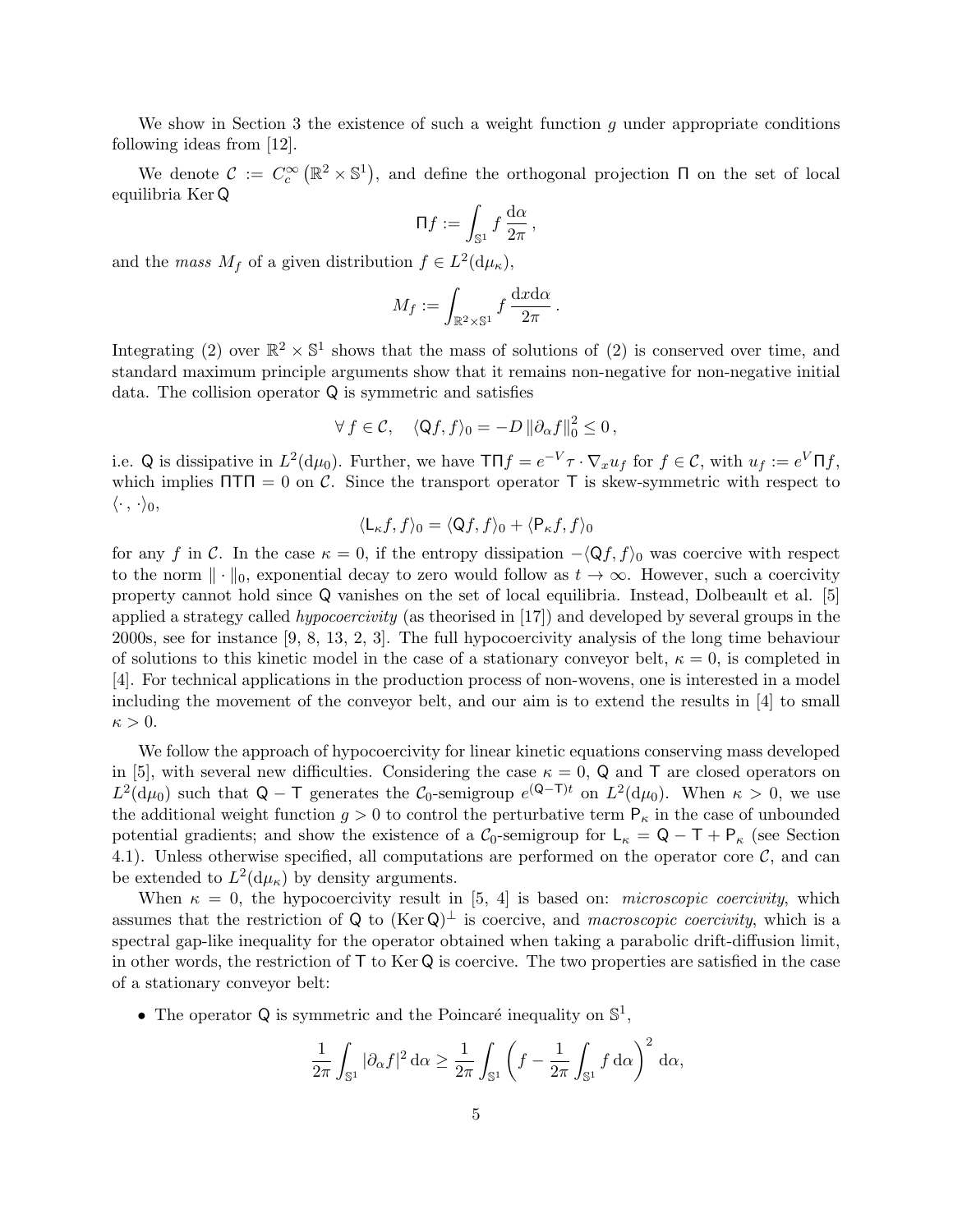We show in Section 3 the existence of such a weight function $g$ under appropriate conditions following ideas from [12].

We denote $\mathcal{C} := C_c^\infty\left(\mathbb{R}^2 \times \mathbb{S}^1\right)$, and define the orthogonal projection $\mathsf{\Pi}$ on the set of local equilibria $\operatorname{Ker} \mathsf{Q}$

$$\mathsf{\Pi} f := \int_{\mathbb{S}^1} f \, \frac{\mathrm{d}\alpha}{2\pi} \,,$$

and the *mass* $M_f$ of a given distribution $f \in L^2(\mathrm{d}\mu_\kappa)$,

$$M_f := \int_{\mathbb{R}^2 \times \mathbb{S}^1} f \, \frac{\mathrm{d}x \mathrm{d}\alpha}{2\pi} \,.$$

Integrating (2) over $\mathbb{R}^2 \times \mathbb{S}^1$ shows that the mass of solutions of (2) is conserved over time, and standard maximum principle arguments show that it remains non-negative for non-negative initial data. The collision operator $\mathsf{Q}$ is symmetric and satisfies

$$\forall\, f \in \mathcal{C}, \quad \langle \mathsf{Q} f, f \rangle_0 = -D \left\| \partial_\alpha f \right\|_0^2 \leq 0 \,,$$

i.e. $\mathsf{Q}$ is dissipative in $L^2(\mathrm{d}\mu_0)$. Further, we have $\mathsf{T}\mathsf{\Pi} f = e^{-V} \tau \cdot \nabla_x u_f$ for $f \in \mathcal{C}$, with $u_f := e^V \mathsf{\Pi} f$, which implies $\mathsf{\Pi}\mathsf{T}\mathsf{\Pi} = 0$ on $\mathcal{C}$. Since the transport operator $\mathsf{T}$ is skew-symmetric with respect to $\langle \cdot \,, \cdot \rangle_0$,

$$\langle \mathsf{L}_\kappa f, f \rangle_0 = \langle \mathsf{Q} f, f \rangle_0 + \langle \mathsf{P}_\kappa f, f \rangle_0$$

for any $f$ in $\mathcal{C}$. In the case $\kappa = 0$, if the entropy dissipation $-\langle \mathsf{Q} f, f \rangle_0$ was coercive with respect to the norm $\| \cdot \|_0$, exponential decay to zero would follow as $t \to \infty$. However, such a coercivity property cannot hold since $\mathsf{Q}$ vanishes on the set of local equilibria. Instead, Dolbeault et al. [5] applied a strategy called *hypocoercivity* (as theorised in [17]) and developed by several groups in the 2000s, see for instance [9, 8, 13, 2, 3]. The full hypocoercivity analysis of the long time behaviour of solutions to this kinetic model in the case of a stationary conveyor belt, $\kappa = 0$, is completed in [4]. For technical applications in the production process of non-wovens, one is interested in a model including the movement of the conveyor belt, and our aim is to extend the results in [4] to small $\kappa > 0$.

We follow the approach of hypocoercivity for linear kinetic equations conserving mass developed in [5], with several new difficulties. Considering the case $\kappa = 0$, $\mathsf{Q}$ and $\mathsf{T}$ are closed operators on $L^2(\mathrm{d}\mu_0)$ such that $\mathsf{Q} - \mathsf{T}$ generates the $\mathcal{C}_0$-semigroup $e^{(\mathsf{Q}-\mathsf{T})t}$ on $L^2(\mathrm{d}\mu_0)$. When $\kappa > 0$, we use the additional weight function $g > 0$ to control the perturbative term $\mathsf{P}_\kappa$ in the case of unbounded potential gradients; and show the existence of a $\mathcal{C}_0$-semigroup for $\mathsf{L}_\kappa = \mathsf{Q} - \mathsf{T} + \mathsf{P}_\kappa$ (see Section 4.1). Unless otherwise specified, all computations are performed on the operator core $\mathcal{C}$, and can be extended to $L^2(\mathrm{d}\mu_\kappa)$ by density arguments.

When $\kappa = 0$, the hypocoercivity result in [5, 4] is based on: *microscopic coercivity*, which assumes that the restriction of $\mathsf{Q}$ to $(\operatorname{Ker} \mathsf{Q})^\perp$ is coercive, and *macroscopic coercivity*, which is a spectral gap-like inequality for the operator obtained when taking a parabolic drift-diffusion limit, in other words, the restriction of $\mathsf{T}$ to $\operatorname{Ker} \mathsf{Q}$ is coercive. The two properties are satisfied in the case of a stationary conveyor belt:

- The operator $\mathsf{Q}$ is symmetric and the Poincaré inequality on $\mathbb{S}^1$,

$$\frac{1}{2\pi} \int_{\mathbb{S}^1} |\partial_\alpha f|^2 \, \mathrm{d}\alpha \geq \frac{1}{2\pi} \int_{\mathbb{S}^1} \left( f - \frac{1}{2\pi} \int_{\mathbb{S}^1} f \, \mathrm{d}\alpha \right)^2 \, \mathrm{d}\alpha,$$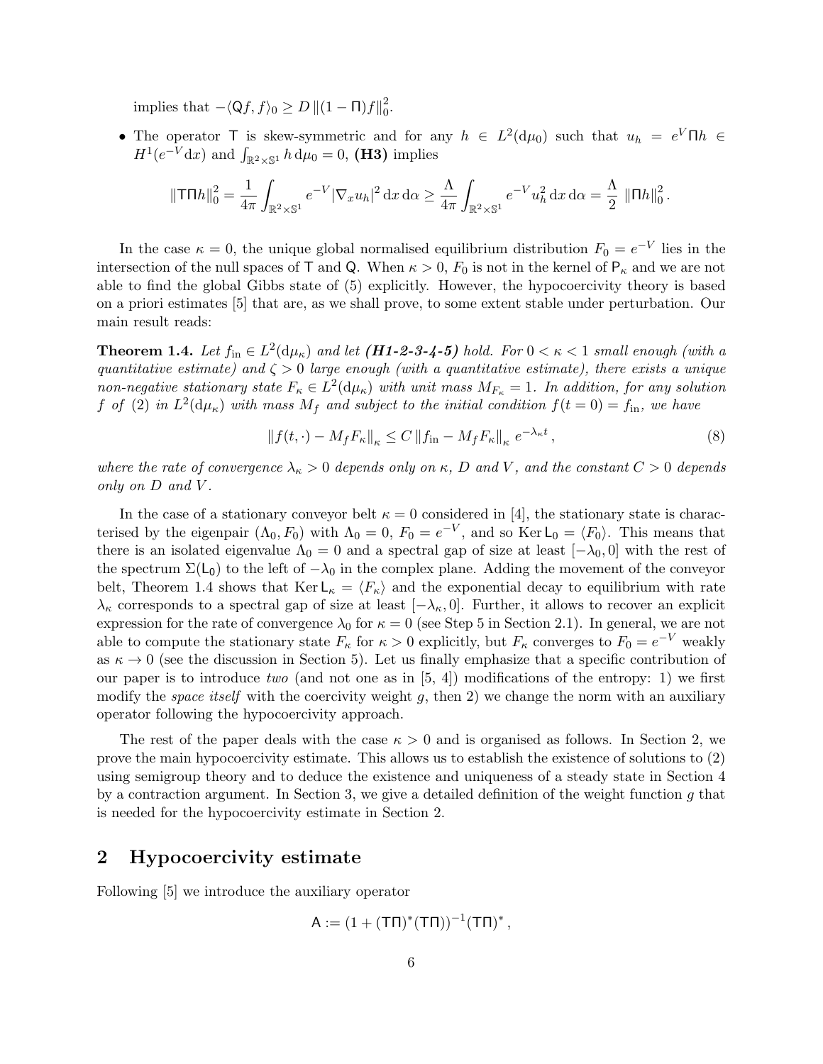implies that $-\langle \mathsf{Q}f, f\rangle_0 \geq D\,\|(1-\Pi)f\|_0^2$.

- The operator $\mathsf{T}$ is skew-symmetric and for any $h \in L^2(\mathrm{d}\mu_0)$ such that $u_h = e^V \Pi h \in H^1(e^{-V}\mathrm{d}x)$ and $\int_{\mathbb{R}^2\times\mathbb{S}^1} h\,\mathrm{d}\mu_0 = 0$, **(H3)** implies

$$\|\mathsf{T}\Pi h\|_0^2 = \frac{1}{4\pi}\int_{\mathbb{R}^2\times\mathbb{S}^1} e^{-V}|\nabla_x u_h|^2\,\mathrm{d}x\,\mathrm{d}\alpha \geq \frac{\Lambda}{4\pi}\int_{\mathbb{R}^2\times\mathbb{S}^1} e^{-V}u_h^2\,\mathrm{d}x\,\mathrm{d}\alpha = \frac{\Lambda}{2}\,\|\Pi h\|_0^2\,.$$

In the case $\kappa = 0$, the unique global normalised equilibrium distribution $F_0 = e^{-V}$ lies in the intersection of the null spaces of $\mathsf{T}$ and $\mathsf{Q}$. When $\kappa > 0$, $F_0$ is not in the kernel of $\mathsf{P}_\kappa$ and we are not able to find the global Gibbs state of (5) explicitly. However, the hypocoercivity theory is based on a priori estimates [5] that are, as we shall prove, to some extent stable under perturbation. Our main result reads:

**Theorem 1.4.** *Let $f_{\rm in} \in L^2(\mathrm{d}\mu_\kappa)$ and let **(H1-2-3-4-5)** hold. For $0<\kappa<1$ small enough (with a quantitative estimate) and $\zeta > 0$ large enough (with a quantitative estimate), there exists a unique non-negative stationary state $F_\kappa \in L^2(\mathrm{d}\mu_\kappa)$ with unit mass $M_{F_\kappa} = 1$. In addition, for any solution $f$ of (2) in $L^2(\mathrm{d}\mu_\kappa)$ with mass $M_f$ and subject to the initial condition $f(t=0) = f_{\rm in}$, we have*

$$\|f(t,\cdot) - M_f F_\kappa\|_\kappa \leq C\,\|f_{\rm in} - M_f F_\kappa\|_\kappa\, e^{-\lambda_\kappa t}\,, \tag{8}$$

*where the rate of convergence $\lambda_\kappa > 0$ depends only on $\kappa$, $D$ and $V$, and the constant $C>0$ depends only on $D$ and $V$.*

In the case of a stationary conveyor belt $\kappa = 0$ considered in [4], the stationary state is characterised by the eigenpair $(\Lambda_0, F_0)$ with $\Lambda_0 = 0$, $F_0 = e^{-V}$, and so $\operatorname{Ker}\mathsf{L}_0 = \langle F_0\rangle$. This means that there is an isolated eigenvalue $\Lambda_0 = 0$ and a spectral gap of size at least $[-\lambda_0, 0]$ with the rest of the spectrum $\Sigma(\mathsf{L}_0)$ to the left of $-\lambda_0$ in the complex plane. Adding the movement of the conveyor belt, Theorem 1.4 shows that $\operatorname{Ker}\mathsf{L}_\kappa = \langle F_\kappa\rangle$ and the exponential decay to equilibrium with rate $\lambda_\kappa$ corresponds to a spectral gap of size at least $[-\lambda_\kappa, 0]$. Further, it allows to recover an explicit expression for the rate of convergence $\lambda_0$ for $\kappa = 0$ (see Step 5 in Section 2.1). In general, we are not able to compute the stationary state $F_\kappa$ for $\kappa > 0$ explicitly, but $F_\kappa$ converges to $F_0 = e^{-V}$ weakly as $\kappa \to 0$ (see the discussion in Section 5). Let us finally emphasize that a specific contribution of our paper is to introduce *two* (and not one as in [5, 4]) modifications of the entropy: 1) we first modify the *space itself* with the coercivity weight $g$, then 2) we change the norm with an auxiliary operator following the hypocoercivity approach.

The rest of the paper deals with the case $\kappa > 0$ and is organised as follows. In Section 2, we prove the main hypocoercivity estimate. This allows us to establish the existence of solutions to (2) using semigroup theory and to deduce the existence and uniqueness of a steady state in Section 4 by a contraction argument. In Section 3, we give a detailed definition of the weight function $g$ that is needed for the hypocoercivity estimate in Section 2.

## 2 Hypocoercivity estimate

Following [5] we introduce the auxiliary operator

$$\mathsf{A} := (1 + (\mathsf{T}\Pi)^*(\mathsf{T}\Pi))^{-1}(\mathsf{T}\Pi)^*\,,$$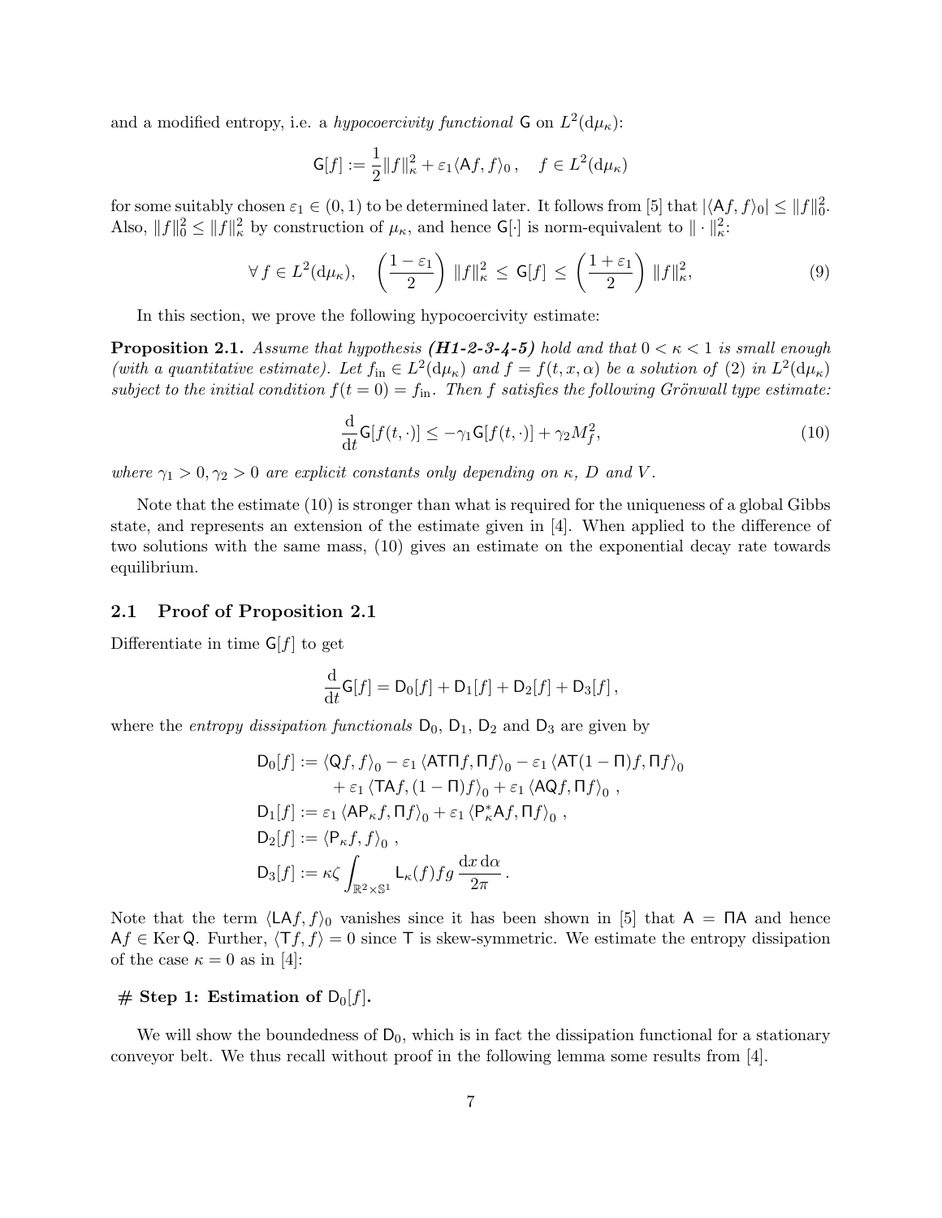and a modified entropy, i.e. a *hypocoercivity functional* $\mathsf{G}$ on $L^2(\mathrm{d}\mu_\kappa)$:

$$\mathsf{G}[f] := \frac{1}{2}\|f\|_\kappa^2 + \varepsilon_1 \langle \mathsf{A} f, f\rangle_0 \,, \quad f \in L^2(\mathrm{d}\mu_\kappa)$$

for some suitably chosen $\varepsilon_1 \in (0,1)$ to be determined later. It follows from [5] that $|\langle \mathsf{A} f, f\rangle_0| \le \|f\|_0^2$. Also, $\|f\|_0^2 \le \|f\|_\kappa^2$ by construction of $\mu_\kappa$, and hence $\mathsf{G}[\cdot]$ is norm-equivalent to $\|\cdot\|_\kappa^2$:

$$\forall\, f \in L^2(\mathrm{d}\mu_\kappa), \quad \left(\frac{1-\varepsilon_1}{2}\right)\|f\|_\kappa^2 \,\le\, \mathsf{G}[f] \,\le\, \left(\frac{1+\varepsilon_1}{2}\right)\|f\|_\kappa^2, \tag{9}$$

In this section, we prove the following hypocoercivity estimate:

**Proposition 2.1.** *Assume that hypothesis **(H1-2-3-4-5)** hold and that $0 < \kappa < 1$ is small enough (with a quantitative estimate). Let $f_{\mathrm{in}} \in L^2(\mathrm{d}\mu_\kappa)$ and $f = f(t,x,\alpha)$ be a solution of (2) in $L^2(\mathrm{d}\mu_\kappa)$ subject to the initial condition $f(t=0) = f_{\mathrm{in}}$. Then $f$ satisfies the following Grönwall type estimate:*

$$\frac{\mathrm{d}}{\mathrm{d}t}\mathsf{G}[f(t,\cdot)] \le -\gamma_1 \mathsf{G}[f(t,\cdot)] + \gamma_2 M_f^2, \tag{10}$$

*where $\gamma_1 > 0, \gamma_2 > 0$ are explicit constants only depending on $\kappa$, $D$ and $V$.*

Note that the estimate (10) is stronger than what is required for the uniqueness of a global Gibbs state, and represents an extension of the estimate given in [4]. When applied to the difference of two solutions with the same mass, (10) gives an estimate on the exponential decay rate towards equilibrium.

## 2.1 Proof of Proposition 2.1

Differentiate in time $\mathsf{G}[f]$ to get

$$\frac{\mathrm{d}}{\mathrm{d}t}\mathsf{G}[f] = \mathsf{D}_0[f] + \mathsf{D}_1[f] + \mathsf{D}_2[f] + \mathsf{D}_3[f]\,,$$

where the *entropy dissipation functionals* $\mathsf{D}_0$, $\mathsf{D}_1$, $\mathsf{D}_2$ and $\mathsf{D}_3$ are given by

$$\begin{aligned}
\mathsf{D}_0[f] &:= \langle \mathsf{Q} f, f\rangle_0 - \varepsilon_1 \langle \mathsf{A}\mathsf{T}\Pi f, \Pi f\rangle_0 - \varepsilon_1 \langle \mathsf{A}\mathsf{T}(1-\Pi) f, \Pi f\rangle_0 \\
&\quad + \varepsilon_1 \langle \mathsf{T}\mathsf{A} f, (1-\Pi) f\rangle_0 + \varepsilon_1 \langle \mathsf{A}\mathsf{Q} f, \Pi f\rangle_0 \,, \\
\mathsf{D}_1[f] &:= \varepsilon_1 \langle \mathsf{A}\mathsf{P}_\kappa f, \Pi f\rangle_0 + \varepsilon_1 \langle \mathsf{P}_\kappa^* \mathsf{A} f, \Pi f\rangle_0 \,, \\
\mathsf{D}_2[f] &:= \langle \mathsf{P}_\kappa f, f\rangle_0 \,, \\
\mathsf{D}_3[f] &:= \kappa\zeta \int_{\mathbb{R}^2\times\mathbb{S}^1} \mathsf{L}_\kappa(f) f g \,\frac{\mathrm{d}x\,\mathrm{d}\alpha}{2\pi}\,.
\end{aligned}$$

Note that the term $\langle \mathsf{L}\mathsf{A} f, f\rangle_0$ vanishes since it has been shown in [5] that $\mathsf{A} = \Pi \mathsf{A}$ and hence $\mathsf{A} f \in \operatorname{Ker}\mathsf{Q}$. Further, $\langle \mathsf{T} f, f\rangle = 0$ since $\mathsf{T}$ is skew-symmetric. We estimate the entropy dissipation of the case $\kappa = 0$ as in [4]:

**# Step 1: Estimation of $\mathsf{D}_0[f]$.**

We will show the boundedness of $\mathsf{D}_0$, which is in fact the dissipation functional for a stationary conveyor belt. We thus recall without proof in the following lemma some results from [4].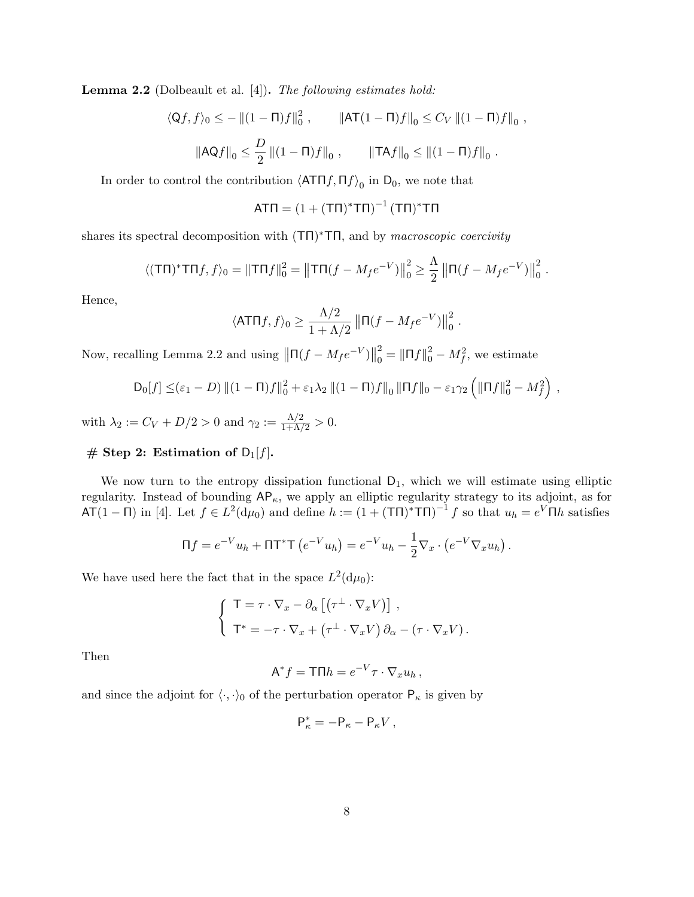**Lemma 2.2** (Dolbeault et al. [4])**.** *The following estimates hold:*

$$\langle \mathsf{Q}f, f\rangle_0 \leq -\left\|(1-\Pi)f\right\|_0^2\,, \qquad \left\|\mathsf{AT}(1-\Pi)f\right\|_0 \leq C_V\left\|(1-\Pi)f\right\|_0\,,$$

$$\left\|\mathsf{AQ}f\right\|_0 \leq \frac{D}{2}\left\|(1-\Pi)f\right\|_0\,, \qquad \left\|\mathsf{TA}f\right\|_0 \leq \left\|(1-\Pi)f\right\|_0\,.$$

In order to control the contribution $\langle \mathsf{AT}\Pi f, \Pi f\rangle_0$ in $\mathsf{D}_0$, we note that

$$\mathsf{AT}\Pi = \left(1 + (\mathsf{T}\Pi)^*\mathsf{T}\Pi\right)^{-1}(\mathsf{T}\Pi)^*\mathsf{T}\Pi$$

shares its spectral decomposition with $(\mathsf{T}\Pi)^*\mathsf{T}\Pi$, and by *macroscopic coercivity*

$$\langle(\mathsf{T}\Pi)^*\mathsf{T}\Pi f, f\rangle_0 = \left\|\mathsf{T}\Pi f\right\|_0^2 = \left\|\mathsf{T}\Pi(f - M_f e^{-V})\right\|_0^2 \geq \frac{\Lambda}{2}\left\|\Pi(f - M_f e^{-V})\right\|_0^2\,.$$

Hence,

$$\langle \mathsf{AT}\Pi f, f\rangle_0 \geq \frac{\Lambda/2}{1+\Lambda/2}\left\|\Pi(f - M_f e^{-V})\right\|_0^2\,.$$

Now, recalling Lemma 2.2 and using $\left\|\Pi(f - M_f e^{-V})\right\|_0^2 = \left\|\Pi f\right\|_0^2 - M_f^2$, we estimate

$$\mathsf{D}_0[f] \leq (\varepsilon_1 - D)\left\|(1-\Pi)f\right\|_0^2 + \varepsilon_1\lambda_2\left\|(1-\Pi)f\right\|_0\left\|\Pi f\right\|_0 - \varepsilon_1\gamma_2\left(\left\|\Pi f\right\|_0^2 - M_f^2\right)\,,$$

with $\lambda_2 := C_V + D/2 > 0$ and $\gamma_2 := \frac{\Lambda/2}{1+\Lambda/2} > 0$.

## # Step 2: Estimation of $\mathsf{D}_1[f]$.

We now turn to the entropy dissipation functional $\mathsf{D}_1$, which we will estimate using elliptic regularity. Instead of bounding $\mathsf{AP}_\kappa$, we apply an elliptic regularity strategy to its adjoint, as for $\mathsf{AT}(1-\Pi)$ in [4]. Let $f \in L^2(\mathrm{d}\mu_0)$ and define $h := \left(1 + (\mathsf{T}\Pi)^*\mathsf{T}\Pi\right)^{-1} f$ so that $u_h = e^V\Pi h$ satisfies

$$\Pi f = e^{-V}u_h + \Pi\mathsf{T}^*\mathsf{T}\left(e^{-V}u_h\right) = e^{-V}u_h - \frac{1}{2}\nabla_x\cdot\left(e^{-V}\nabla_x u_h\right)\,.$$

We have used here the fact that in the space $L^2(\mathrm{d}\mu_0)$:

$$\begin{cases} \mathsf{T} = \tau\cdot\nabla_x - \partial_\alpha\left[\left(\tau^\perp\cdot\nabla_x V\right)\right]\,, \\ \mathsf{T}^* = -\tau\cdot\nabla_x + \left(\tau^\perp\cdot\nabla_x V\right)\partial_\alpha - \left(\tau\cdot\nabla_x V\right). \end{cases}$$

Then

$$\mathsf{A}^* f = \mathsf{T}\Pi h = e^{-V}\tau\cdot\nabla_x u_h\,,$$

and since the adjoint for $\langle\cdot,\cdot\rangle_0$ of the perturbation operator $\mathsf{P}_\kappa$ is given by

$$\mathsf{P}_\kappa^* = -\mathsf{P}_\kappa - \mathsf{P}_\kappa V\,,$$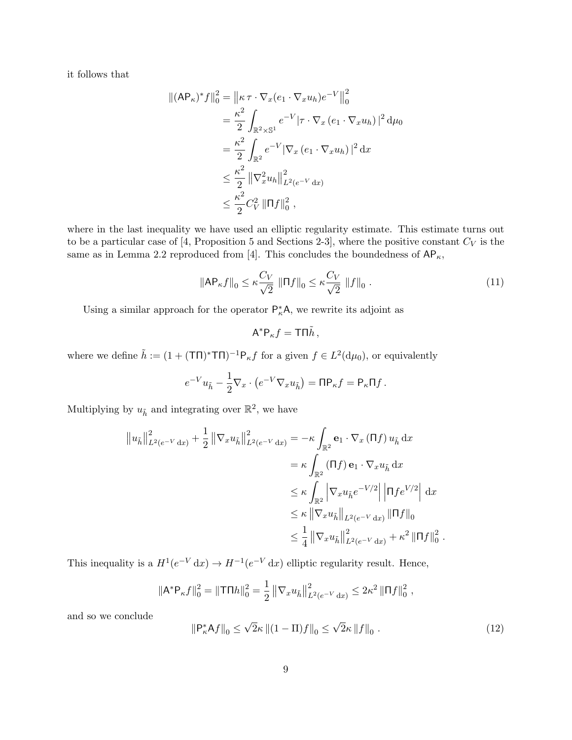it follows that

$$
\begin{aligned}
\|(\mathsf{AP}_\kappa)^* f\|_0^2 &= \left\|\kappa\, \tau \cdot \nabla_x (e_1 \cdot \nabla_x u_h) e^{-V}\right\|_0^2 \\
&= \frac{\kappa^2}{2} \int_{\mathbb{R}^2 \times \mathbb{S}^1} e^{-V} |\tau \cdot \nabla_x \left(e_1 \cdot \nabla_x u_h\right)|^2 \,\mathrm{d}\mu_0 \\
&= \frac{\kappa^2}{2} \int_{\mathbb{R}^2} e^{-V} |\nabla_x \left(e_1 \cdot \nabla_x u_h\right)|^2 \,\mathrm{d}x \\
&\leq \frac{\kappa^2}{2} \left\|\nabla_x^2 u_h\right\|_{L^2(e^{-V}\,\mathrm{d}x)}^2 \\
&\leq \frac{\kappa^2}{2} C_V^2 \left\|\Pi f\right\|_0^2 ,
\end{aligned}
$$

where in the last inequality we have used an elliptic regularity estimate. This estimate turns out to be a particular case of [4, Proposition 5 and Sections 2-3], where the positive constant $C_V$ is the same as in Lemma 2.2 reproduced from [4]. This concludes the boundedness of $\mathsf{AP}_\kappa$,

$$
\|\mathsf{AP}_\kappa f\|_0 \leq \kappa \frac{C_V}{\sqrt{2}} \left\|\Pi f\right\|_0 \leq \kappa \frac{C_V}{\sqrt{2}} \left\|f\right\|_0 . \tag{11}
$$

Using a similar approach for the operator $\mathsf{P}_\kappa^* \mathsf{A}$, we rewrite its adjoint as

$$
\mathsf{A}^* \mathsf{P}_\kappa f = \mathsf{T}\Pi \tilde{h} ,
$$

where we define $\tilde{h} := (1 + (\mathsf{T}\Pi)^* \mathsf{T}\Pi)^{-1} \mathsf{P}_\kappa f$ for a given $f \in L^2(\mathrm{d}\mu_0)$, or equivalently

$$
e^{-V} u_{\tilde{h}} - \frac{1}{2} \nabla_x \cdot \left(e^{-V} \nabla_x u_{\tilde{h}}\right) = \Pi \mathsf{P}_\kappa f = \mathsf{P}_\kappa \Pi f .
$$

Multiplying by $u_{\tilde{h}}$ and integrating over $\mathbb{R}^2$, we have

$$
\begin{aligned}
\left\|u_{\tilde{h}}\right\|_{L^2(e^{-V}\,\mathrm{d}x)}^2 + \frac{1}{2} \left\|\nabla_x u_{\tilde{h}}\right\|_{L^2(e^{-V}\,\mathrm{d}x)}^2 &= -\kappa \int_{\mathbb{R}^2} \mathbf{e}_1 \cdot \nabla_x \left(\Pi f\right) u_{\tilde{h}} \,\mathrm{d}x \\
&= \kappa \int_{\mathbb{R}^2} \left(\Pi f\right) \mathbf{e}_1 \cdot \nabla_x u_{\tilde{h}} \,\mathrm{d}x \\
&\leq \kappa \int_{\mathbb{R}^2} \left|\nabla_x u_{\tilde{h}} e^{-V/2}\right| \left|\Pi f e^{V/2}\right| \,\mathrm{d}x \\
&\leq \kappa \left\|\nabla_x u_{\tilde{h}}\right\|_{L^2(e^{-V}\,\mathrm{d}x)} \left\|\Pi f\right\|_0 \\
&\leq \frac{1}{4} \left\|\nabla_x u_{\tilde{h}}\right\|_{L^2(e^{-V}\,\mathrm{d}x)}^2 + \kappa^2 \left\|\Pi f\right\|_0^2 .
\end{aligned}
$$

This inequality is a $H^1(e^{-V}\,\mathrm{d}x) \to H^{-1}(e^{-V}\,\mathrm{d}x)$ elliptic regularity result. Hence,

$$
\|\mathsf{A}^* \mathsf{P}_\kappa f\|_0^2 = \|\mathsf{T}\Pi h\|_0^2 = \frac{1}{2} \left\|\nabla_x u_{\tilde{h}}\right\|_{L^2(e^{-V}\,\mathrm{d}x)}^2 \leq 2\kappa^2 \left\|\Pi f\right\|_0^2 ,
$$

and so we conclude

$$
\|\mathsf{P}_\kappa^* \mathsf{A} f\|_0 \leq \sqrt{2}\kappa \left\|(1 - \Pi) f\right\|_0 \leq \sqrt{2}\kappa \left\|f\right\|_0 . \tag{12}
$$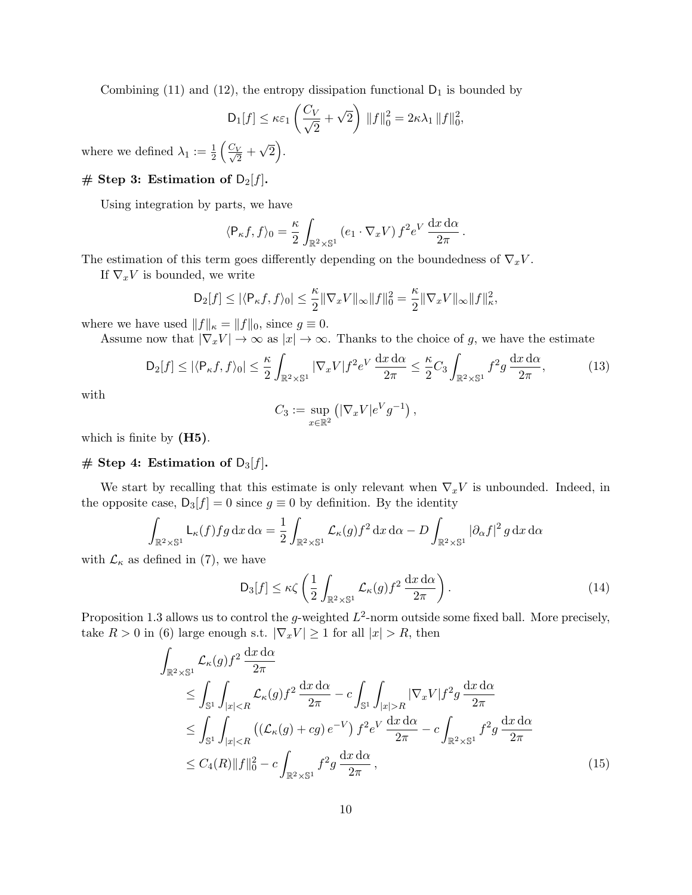Combining (11) and (12), the entropy dissipation functional $\mathsf{D}_1$ is bounded by

$$\mathsf{D}_1[f] \leq \kappa\varepsilon_1 \left( \frac{C_V}{\sqrt{2}} + \sqrt{2} \right) \|f\|_0^2 = 2\kappa\lambda_1 \|f\|_0^2,$$

where we defined $\lambda_1 := \frac{1}{2}\left( \frac{C_V}{\sqrt{2}} + \sqrt{2} \right)$.

# Step 3: Estimation of $\mathsf{D}_2[f]$.

Using integration by parts, we have

$$\langle \mathsf{P}_\kappa f, f \rangle_0 = \frac{\kappa}{2} \int_{\mathbb{R}^2 \times \mathbb{S}^1} (e_1 \cdot \nabla_x V) \, f^2 e^V \, \frac{\mathrm{d}x \, \mathrm{d}\alpha}{2\pi} .$$

The estimation of this term goes differently depending on the boundedness of $\nabla_x V$.

If $\nabla_x V$ is bounded, we write

$$\mathsf{D}_2[f] \leq |\langle \mathsf{P}_\kappa f, f \rangle_0| \leq \frac{\kappa}{2} \|\nabla_x V\|_\infty \|f\|_0^2 = \frac{\kappa}{2} \|\nabla_x V\|_\infty \|f\|_\kappa^2,$$

where we have used $\|f\|_\kappa = \|f\|_0$, since $g \equiv 0$.

Assume now that $|\nabla_x V| \to \infty$ as $|x| \to \infty$. Thanks to the choice of $g$, we have the estimate

$$\mathsf{D}_2[f] \leq |\langle \mathsf{P}_\kappa f, f \rangle_0| \leq \frac{\kappa}{2} \int_{\mathbb{R}^2 \times \mathbb{S}^1} |\nabla_x V| f^2 e^V \, \frac{\mathrm{d}x \, \mathrm{d}\alpha}{2\pi} \leq \frac{\kappa}{2} C_3 \int_{\mathbb{R}^2 \times \mathbb{S}^1} f^2 g \, \frac{\mathrm{d}x \, \mathrm{d}\alpha}{2\pi}, \tag{13}$$

with

$$C_3 := \sup_{x \in \mathbb{R}^2} \left( |\nabla_x V| e^V g^{-1} \right),$$

which is finite by **(H5)**.

# Step 4: Estimation of $\mathsf{D}_3[f]$.

We start by recalling that this estimate is only relevant when $\nabla_x V$ is unbounded. Indeed, in the opposite case, $\mathsf{D}_3[f] = 0$ since $g \equiv 0$ by definition. By the identity

$$\int_{\mathbb{R}^2 \times \mathbb{S}^1} \mathsf{L}_\kappa(f) f g \, \mathrm{d}x \, \mathrm{d}\alpha = \frac{1}{2} \int_{\mathbb{R}^2 \times \mathbb{S}^1} \mathcal{L}_\kappa(g) f^2 \, \mathrm{d}x \, \mathrm{d}\alpha - D \int_{\mathbb{R}^2 \times \mathbb{S}^1} |\partial_\alpha f|^2 \, g \, \mathrm{d}x \, \mathrm{d}\alpha$$

with $\mathcal{L}_\kappa$ as defined in (7), we have

$$\mathsf{D}_3[f] \leq \kappa\zeta \left( \frac{1}{2} \int_{\mathbb{R}^2 \times \mathbb{S}^1} \mathcal{L}_\kappa(g) f^2 \, \frac{\mathrm{d}x \, \mathrm{d}\alpha}{2\pi} \right). \tag{14}$$

Proposition 1.3 allows us to control the $g$-weighted $L^2$-norm outside some fixed ball. More precisely, take $R > 0$ in (6) large enough s.t. $|\nabla_x V| \geq 1$ for all $|x| > R$, then

$$\begin{aligned}
&\int_{\mathbb{R}^2 \times \mathbb{S}^1} \mathcal{L}_\kappa(g) f^2 \, \frac{\mathrm{d}x \, \mathrm{d}\alpha}{2\pi} \\
&\quad \leq \int_{\mathbb{S}^1} \int_{|x|<R} \mathcal{L}_\kappa(g) f^2 \, \frac{\mathrm{d}x \, \mathrm{d}\alpha}{2\pi} - c \int_{\mathbb{S}^1} \int_{|x|>R} |\nabla_x V| f^2 g \, \frac{\mathrm{d}x \, \mathrm{d}\alpha}{2\pi} \\
&\quad \leq \int_{\mathbb{S}^1} \int_{|x|<R} \left( (\mathcal{L}_\kappa(g) + cg) \, e^{-V} \right) f^2 e^V \, \frac{\mathrm{d}x \, \mathrm{d}\alpha}{2\pi} - c \int_{\mathbb{R}^2 \times \mathbb{S}^1} f^2 g \, \frac{\mathrm{d}x \, \mathrm{d}\alpha}{2\pi} \\
&\quad \leq C_4(R) \|f\|_0^2 - c \int_{\mathbb{R}^2 \times \mathbb{S}^1} f^2 g \, \frac{\mathrm{d}x \, \mathrm{d}\alpha}{2\pi} ,
\end{aligned} \tag{15}$$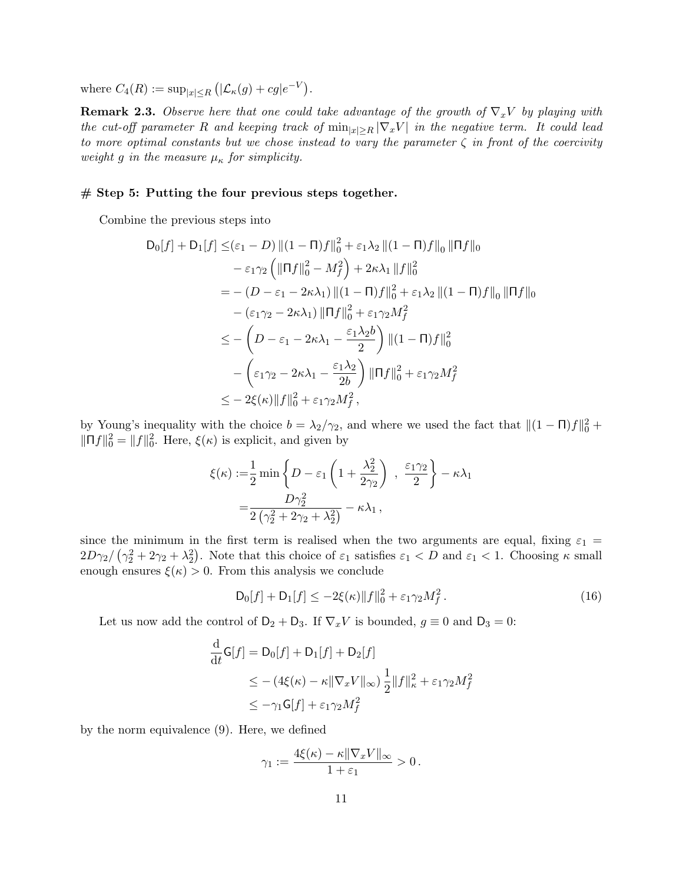where $C_4(R) := \sup_{|x|\leq R} \left(|\mathcal{L}_\kappa(g) + cg|e^{-V}\right)$.

**Remark 2.3.** *Observe here that one could take advantage of the growth of $\nabla_x V$ by playing with the cut-off parameter $R$ and keeping track of $\min_{|x|\geq R} |\nabla_x V|$ in the negative term. It could lead to more optimal constants but we chose instead to vary the parameter $\zeta$ in front of the coercivity weight $g$ in the measure $\mu_\kappa$ for simplicity.*

**# Step 5: Putting the four previous steps together.**

Combine the previous steps into

$$
\begin{aligned}
\mathsf{D}_0[f] + \mathsf{D}_1[f] \leq& (\varepsilon_1 - D) \left\|(1-\Pi)f\right\|_0^2 + \varepsilon_1 \lambda_2 \left\|(1-\Pi)f\right\|_0 \left\|\Pi f\right\|_0 \\
&- \varepsilon_1 \gamma_2 \left(\left\|\Pi f\right\|_0^2 - M_f^2\right) + 2\kappa\lambda_1 \left\|f\right\|_0^2 \\
=& - (D - \varepsilon_1 - 2\kappa\lambda_1) \left\|(1-\Pi)f\right\|_0^2 + \varepsilon_1 \lambda_2 \left\|(1-\Pi)f\right\|_0 \left\|\Pi f\right\|_0 \\
&- (\varepsilon_1\gamma_2 - 2\kappa\lambda_1) \left\|\Pi f\right\|_0^2 + \varepsilon_1 \gamma_2 M_f^2 \\
\leq& - \left(D - \varepsilon_1 - 2\kappa\lambda_1 - \frac{\varepsilon_1 \lambda_2 b}{2}\right) \left\|(1-\Pi)f\right\|_0^2 \\
&- \left(\varepsilon_1\gamma_2 - 2\kappa\lambda_1 - \frac{\varepsilon_1\lambda_2}{2b}\right) \left\|\Pi f\right\|_0^2 + \varepsilon_1 \gamma_2 M_f^2 \\
\leq& - 2\xi(\kappa) \|f\|_0^2 + \varepsilon_1\gamma_2 M_f^2 \,,
\end{aligned}
$$

by Young's inequality with the choice $b = \lambda_2/\gamma_2$, and where we used the fact that $\|(1-\Pi)f\|_0^2 + \|\Pi f\|_0^2 = \|f\|_0^2$. Here, $\xi(\kappa)$ is explicit, and given by

$$
\begin{aligned}
\xi(\kappa) :=& \frac{1}{2} \min\left\{D - \varepsilon_1\left(1 + \frac{\lambda_2^2}{2\gamma_2}\right) \ , \ \frac{\varepsilon_1 \gamma_2}{2}\right\} - \kappa\lambda_1 \\
=& \frac{D\gamma_2^2}{2\left(\gamma_2^2 + 2\gamma_2 + \lambda_2^2\right)} - \kappa\lambda_1 \,,
\end{aligned}
$$

since the minimum in the first term is realised when the two arguments are equal, fixing $\varepsilon_1 = 2D\gamma_2/\left(\gamma_2^2 + 2\gamma_2 + \lambda_2^2\right)$. Note that this choice of $\varepsilon_1$ satisfies $\varepsilon_1 < D$ and $\varepsilon_1 < 1$. Choosing $\kappa$ small enough ensures $\xi(\kappa) > 0$. From this analysis we conclude

$$
\mathsf{D}_0[f] + \mathsf{D}_1[f] \leq -2\xi(\kappa)\|f\|_0^2 + \varepsilon_1\gamma_2 M_f^2 \,. \tag{16}
$$

Let us now add the control of $\mathsf{D}_2 + \mathsf{D}_3$. If $\nabla_x V$ is bounded, $g \equiv 0$ and $\mathsf{D}_3 = 0$:

$$
\begin{aligned}
\frac{\mathrm{d}}{\mathrm{d}t}\mathsf{G}[f] &= \mathsf{D}_0[f] + \mathsf{D}_1[f] + \mathsf{D}_2[f] \\
&\leq -\left(4\xi(\kappa) - \kappa\|\nabla_x V\|_\infty\right) \frac{1}{2}\|f\|_\kappa^2 + \varepsilon_1\gamma_2 M_f^2 \\
&\leq -\gamma_1 \mathsf{G}[f] + \varepsilon_1\gamma_2 M_f^2
\end{aligned}
$$

by the norm equivalence (9). Here, we defined

$$
\gamma_1 := \frac{4\xi(\kappa) - \kappa\|\nabla_x V\|_\infty}{1 + \varepsilon_1} > 0 \,.
$$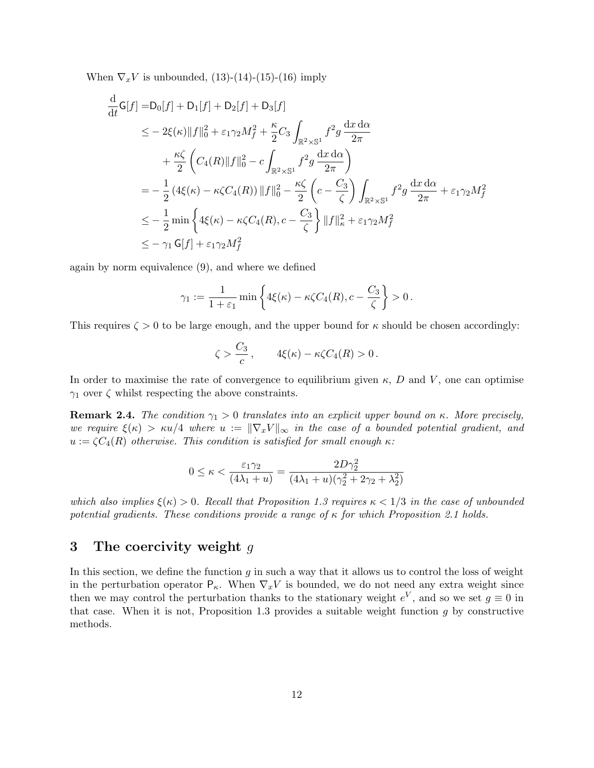When $\nabla_x V$ is unbounded, (13)-(14)-(15)-(16) imply

$$
\begin{aligned}
\frac{\mathrm{d}}{\mathrm{d}t}\mathsf{G}[f] =& \mathsf{D}_0[f] + \mathsf{D}_1[f] + \mathsf{D}_2[f] + \mathsf{D}_3[f] \\
\leq& -2\xi(\kappa)\|f\|_0^2 + \varepsilon_1\gamma_2 M_f^2 + \frac{\kappa}{2}C_3 \int_{\mathbb{R}^2\times\mathbb{S}^1} f^2 g \,\frac{\mathrm{d}x\,\mathrm{d}\alpha}{2\pi} \\
&+ \frac{\kappa\zeta}{2}\left(C_4(R)\|f\|_0^2 - c\int_{\mathbb{R}^2\times\mathbb{S}^1} f^2 g\,\frac{\mathrm{d}x\,\mathrm{d}\alpha}{2\pi}\right) \\
=& -\frac{1}{2}\left(4\xi(\kappa) - \kappa\zeta C_4(R)\right)\|f\|_0^2 - \frac{\kappa\zeta}{2}\left(c - \frac{C_3}{\zeta}\right)\int_{\mathbb{R}^2\times\mathbb{S}^1} f^2 g\,\frac{\mathrm{d}x\,\mathrm{d}\alpha}{2\pi} + \varepsilon_1\gamma_2 M_f^2 \\
\leq& -\frac{1}{2}\min\left\{4\xi(\kappa) - \kappa\zeta C_4(R), c - \frac{C_3}{\zeta}\right\}\|f\|_\kappa^2 + \varepsilon_1\gamma_2 M_f^2 \\
\leq& -\gamma_1\,\mathsf{G}[f] + \varepsilon_1\gamma_2 M_f^2
\end{aligned}
$$

again by norm equivalence (9), and where we defined

$$
\gamma_1 := \frac{1}{1+\varepsilon_1}\min\left\{4\xi(\kappa) - \kappa\zeta C_4(R), c - \frac{C_3}{\zeta}\right\} > 0\,.
$$

This requires $\zeta > 0$ to be large enough, and the upper bound for $\kappa$ should be chosen accordingly:

$$
\zeta > \frac{C_3}{c}\,, \qquad 4\xi(\kappa) - \kappa\zeta C_4(R) > 0\,.
$$

In order to maximise the rate of convergence to equilibrium given $\kappa$, $D$ and $V$, one can optimise $\gamma_1$ over $\zeta$ whilst respecting the above constraints.

**Remark 2.4.** *The condition $\gamma_1 > 0$ translates into an explicit upper bound on $\kappa$. More precisely, we require $\xi(\kappa) > \kappa u/4$ where $u := \|\nabla_x V\|_\infty$ in the case of a bounded potential gradient, and $u := \zeta C_4(R)$ otherwise. This condition is satisfied for small enough $\kappa$:*

$$
0 \leq \kappa < \frac{\varepsilon_1\gamma_2}{(4\lambda_1 + u)} = \frac{2D\gamma_2^2}{(4\lambda_1+u)(\gamma_2^2 + 2\gamma_2 + \lambda_2^2)}
$$

*which also implies $\xi(\kappa) > 0$. Recall that Proposition 1.3 requires $\kappa < 1/3$ in the case of unbounded potential gradients. These conditions provide a range of $\kappa$ for which Proposition 2.1 holds.*

# 3 The coercivity weight $g$

In this section, we define the function $g$ in such a way that it allows us to control the loss of weight in the perturbation operator $\mathsf{P}_\kappa$. When $\nabla_x V$ is bounded, we do not need any extra weight since then we may control the perturbation thanks to the stationary weight $e^V$, and so we set $g \equiv 0$ in that case. When it is not, Proposition 1.3 provides a suitable weight function $g$ by constructive methods.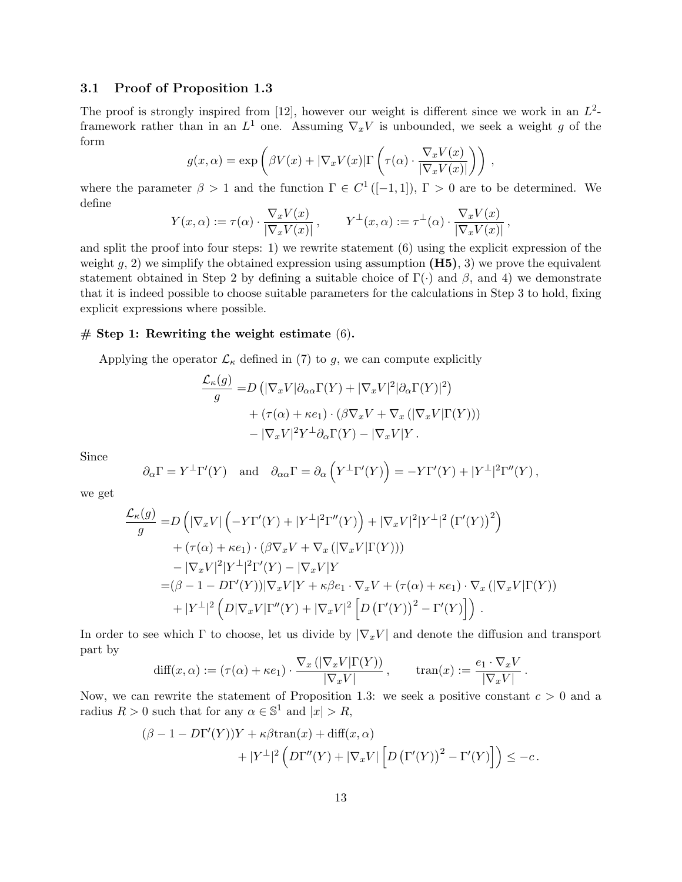### 3.1 Proof of Proposition 1.3

The proof is strongly inspired from [12], however our weight is different since we work in an $L^2$-framework rather than in an $L^1$ one. Assuming $\nabla_x V$ is unbounded, we seek a weight $g$ of the form

$$
g(x,\alpha) = \exp\left(\beta V(x) + |\nabla_x V(x)| \Gamma\left(\tau(\alpha)\cdot \frac{\nabla_x V(x)}{|\nabla_x V(x)|}\right)\right),
$$

where the parameter $\beta > 1$ and the function $\Gamma \in C^1([-1,1])$, $\Gamma > 0$ are to be determined. We define

$$
Y(x,\alpha) := \tau(\alpha)\cdot \frac{\nabla_x V(x)}{|\nabla_x V(x)|}, \qquad Y^\perp(x,\alpha) := \tau^\perp(\alpha)\cdot \frac{\nabla_x V(x)}{|\nabla_x V(x)|},
$$

and split the proof into four steps: 1) we rewrite statement (6) using the explicit expression of the weight $g$, 2) we simplify the obtained expression using assumption **(H5)**, 3) we prove the equivalent statement obtained in Step 2 by defining a suitable choice of $\Gamma(\cdot)$ and $\beta$, and 4) we demonstrate that it is indeed possible to choose suitable parameters for the calculations in Step 3 to hold, fixing explicit expressions where possible.

#### # Step 1: Rewriting the weight estimate (6).

Applying the operator $\mathcal{L}_\kappa$ defined in (7) to $g$, we can compute explicitly

$$
\begin{aligned}
\frac{\mathcal{L}_\kappa(g)}{g} =& D\left(|\nabla_x V| \partial_{\alpha\alpha}\Gamma(Y) + |\nabla_x V|^2 |\partial_\alpha \Gamma(Y)|^2\right) \\
&+ (\tau(\alpha) + \kappa e_1)\cdot\left(\beta \nabla_x V + \nabla_x\left(|\nabla_x V|\Gamma(Y)\right)\right) \\
&- |\nabla_x V|^2 Y^\perp \partial_\alpha \Gamma(Y) - |\nabla_x V| Y .
\end{aligned}
$$

Since

$$
\partial_\alpha \Gamma = Y^\perp \Gamma'(Y) \quad \text{and} \quad \partial_{\alpha\alpha}\Gamma = \partial_\alpha\left(Y^\perp \Gamma'(Y)\right) = -Y\Gamma'(Y) + |Y^\perp|^2 \Gamma''(Y),
$$

we get

$$
\begin{aligned}
\frac{\mathcal{L}_\kappa(g)}{g} =& D\left(|\nabla_x V|\left(-Y\Gamma'(Y) + |Y^\perp|^2\Gamma''(Y)\right) + |\nabla_x V|^2 |Y^\perp|^2 \left(\Gamma'(Y)\right)^2\right) \\
&+ (\tau(\alpha) + \kappa e_1)\cdot\left(\beta \nabla_x V + \nabla_x\left(|\nabla_x V|\Gamma(Y)\right)\right) \\
&- |\nabla_x V|^2 |Y^\perp|^2 \Gamma'(Y) - |\nabla_x V| Y \\
=& (\beta - 1 - D\Gamma'(Y))|\nabla_x V| Y + \kappa\beta e_1\cdot \nabla_x V + (\tau(\alpha)+\kappa e_1)\cdot \nabla_x\left(|\nabla_x V|\Gamma(Y)\right) \\
&+ |Y^\perp|^2\left(D|\nabla_x V|\Gamma''(Y) + |\nabla_x V|^2\left[D\left(\Gamma'(Y)\right)^2 - \Gamma'(Y)\right]\right).
\end{aligned}
$$

In order to see which $\Gamma$ to choose, let us divide by $|\nabla_x V|$ and denote the diffusion and transport part by

$$
\text{diff}(x,\alpha) := (\tau(\alpha)+\kappa e_1)\cdot \frac{\nabla_x\left(|\nabla_x V|\Gamma(Y)\right)}{|\nabla_x V|}, \qquad \text{tran}(x) := \frac{e_1\cdot \nabla_x V}{|\nabla_x V|}.
$$

Now, we can rewrite the statement of Proposition 1.3: we seek a positive constant $c > 0$ and a radius $R > 0$ such that for any $\alpha \in \mathbb{S}^1$ and $|x| > R$,

$$
\begin{aligned}
&(\beta - 1 - D\Gamma'(Y))Y + \kappa\beta\,\text{tran}(x) + \text{diff}(x,\alpha) \\
&\qquad + |Y^\perp|^2\left(D\Gamma''(Y) + |\nabla_x V|\left[D\left(\Gamma'(Y)\right)^2 - \Gamma'(Y)\right]\right) \le -c .
\end{aligned}
$$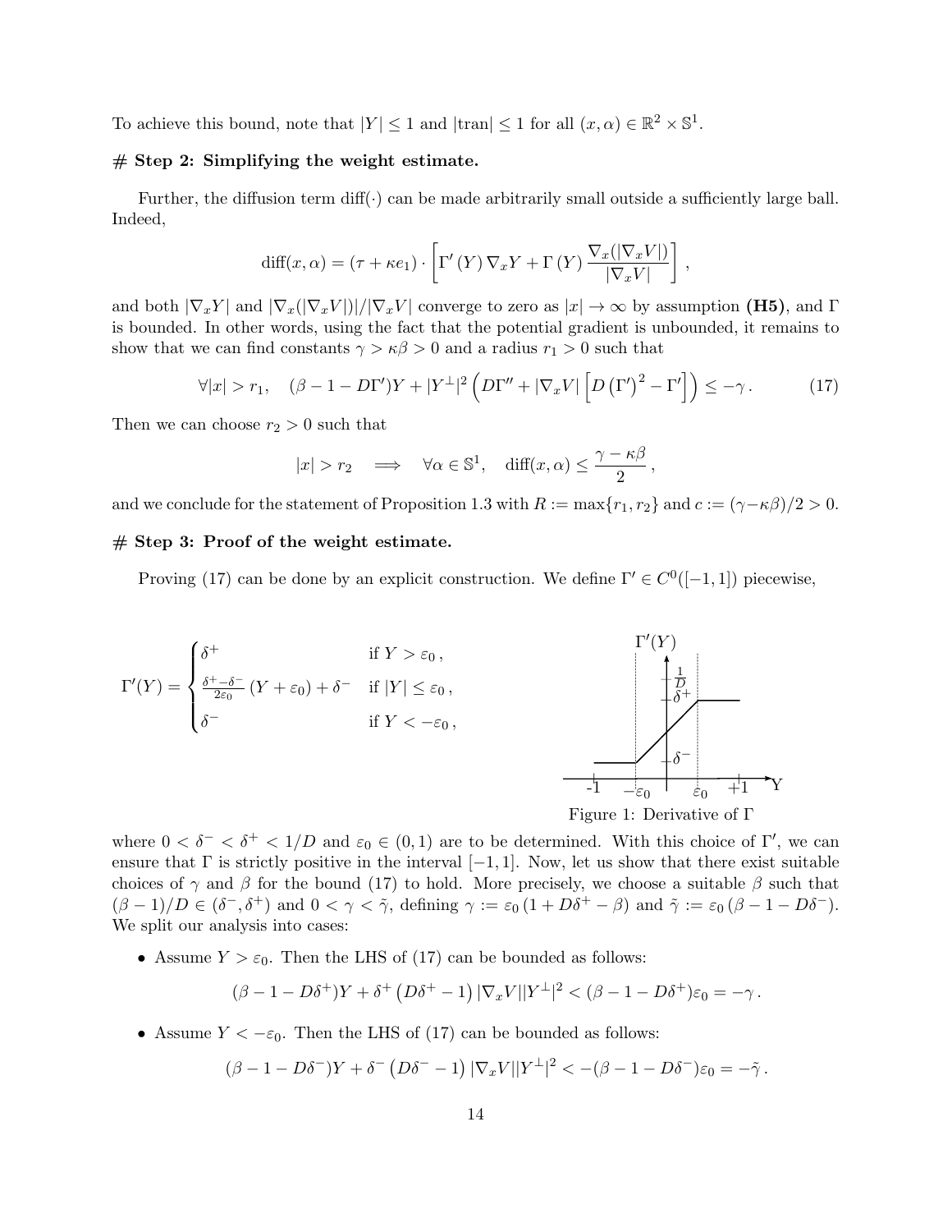To achieve this bound, note that $|Y| \leq 1$ and $|\text{tran}| \leq 1$ for all $(x, \alpha) \in \mathbb{R}^2 \times \mathbb{S}^1$.

**# Step 2: Simplifying the weight estimate.**

Further, the diffusion term diff$(\cdot)$ can be made arbitrarily small outside a sufficiently large ball. Indeed,

$$\text{diff}(x, \alpha) = (\tau + \kappa e_1) \cdot \left[ \Gamma'(Y) \nabla_x Y + \Gamma(Y) \frac{\nabla_x (|\nabla_x V|)}{|\nabla_x V|} \right],$$

and both $|\nabla_x Y|$ and $|\nabla_x (|\nabla_x V|)|/|\nabla_x V|$ converge to zero as $|x| \to \infty$ by assumption **(H5)**, and $\Gamma$ is bounded. In other words, using the fact that the potential gradient is unbounded, it remains to show that we can find constants $\gamma > \kappa\beta > 0$ and a radius $r_1 > 0$ such that

$$\forall |x| > r_1, \quad (\beta - 1 - D\Gamma')Y + |Y^\perp|^2 \left( D\Gamma'' + |\nabla_x V| \left[ D (\Gamma')^2 - \Gamma' \right] \right) \leq -\gamma. \tag{17}$$

Then we can choose $r_2 > 0$ such that

$$|x| > r_2 \quad \Longrightarrow \quad \forall \alpha \in \mathbb{S}^1, \quad \text{diff}(x, \alpha) \leq \frac{\gamma - \kappa\beta}{2},$$

and we conclude for the statement of Proposition 1.3 with $R := \max\{r_1, r_2\}$ and $c := (\gamma - \kappa\beta)/2 > 0$.

**# Step 3: Proof of the weight estimate.**

Proving (17) can be done by an explicit construction. We define $\Gamma' \in C^0([-1, 1])$ piecewise,

$$\Gamma'(Y) = \begin{cases} \delta^+ & \text{if } Y > \varepsilon_0, \\ \frac{\delta^+ - \delta^-}{2\varepsilon_0} (Y + \varepsilon_0) + \delta^- & \text{if } |Y| \leq \varepsilon_0, \\ \delta^- & \text{if } Y < -\varepsilon_0, \end{cases}$$

Figure 1: Derivative of $\Gamma$

where $0 < \delta^- < \delta^+ < 1/D$ and $\varepsilon_0 \in (0, 1)$ are to be determined. With this choice of $\Gamma'$, we can ensure that $\Gamma$ is strictly positive in the interval $[-1, 1]$. Now, let us show that there exist suitable choices of $\gamma$ and $\beta$ for the bound (17) to hold. More precisely, we choose a suitable $\beta$ such that $(\beta - 1)/D \in (\delta^-, \delta^+)$ and $0 < \gamma < \tilde{\gamma}$, defining $\gamma := \varepsilon_0 (1 + D\delta^+ - \beta)$ and $\tilde{\gamma} := \varepsilon_0 (\beta - 1 - D\delta^-)$. We split our analysis into cases:

- Assume $Y > \varepsilon_0$. Then the LHS of (17) can be bounded as follows:

$$(\beta - 1 - D\delta^+)Y + \delta^+ (D\delta^+ - 1) |\nabla_x V||Y^\perp|^2 < (\beta - 1 - D\delta^+)\varepsilon_0 = -\gamma.$$

- Assume $Y < -\varepsilon_0$. Then the LHS of (17) can be bounded as follows:

$$(\beta - 1 - D\delta^-)Y + \delta^- (D\delta^- - 1) |\nabla_x V||Y^\perp|^2 < -(\beta - 1 - D\delta^-)\varepsilon_0 = -\tilde{\gamma}.$$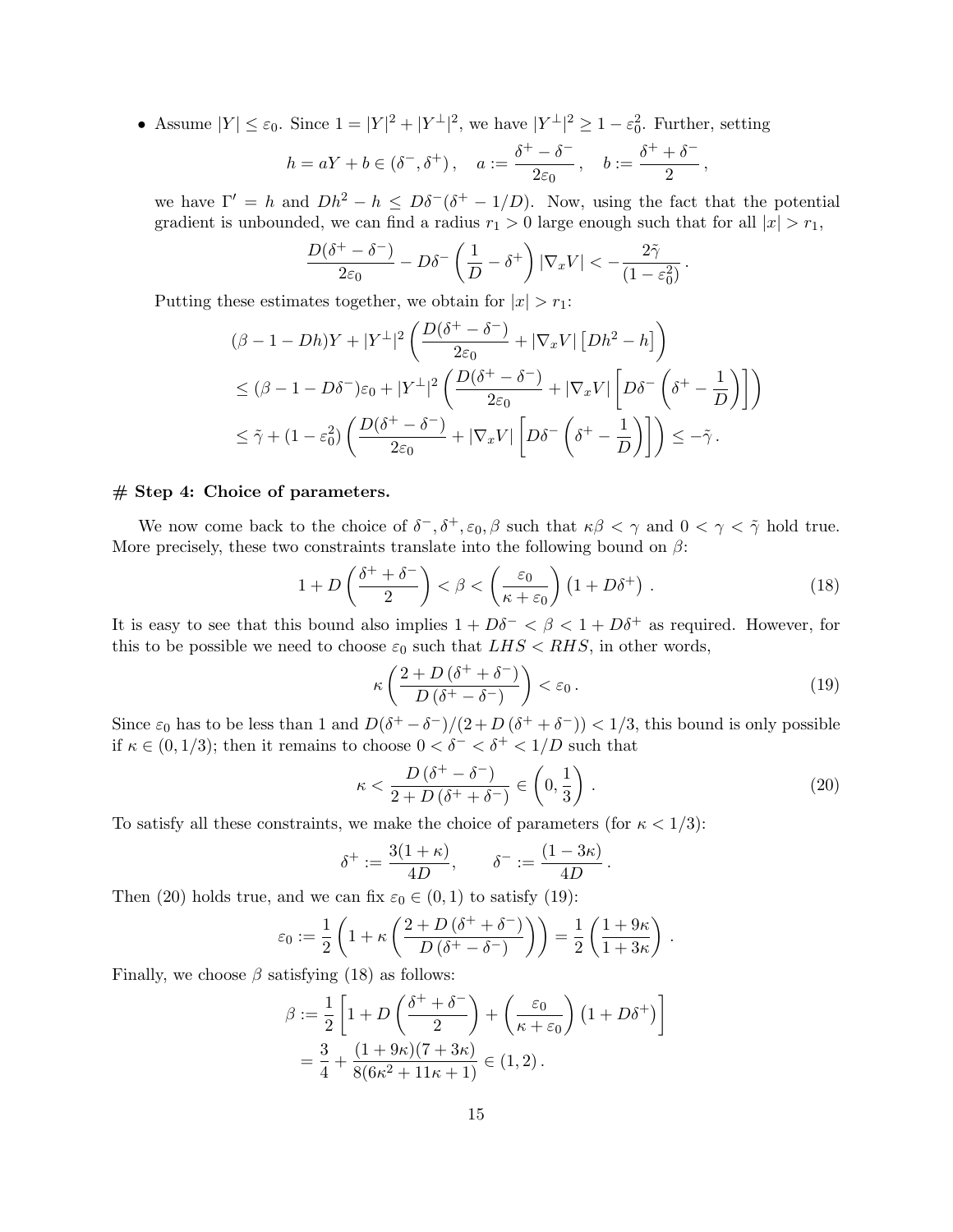- Assume $|Y| \le \varepsilon_0$. Since $1 = |Y|^2 + |Y^\perp|^2$, we have $|Y^\perp|^2 \ge 1 - \varepsilon_0^2$. Further, setting

$$h = aY + b \in (\delta^-, \delta^+)\,, \quad a := \frac{\delta^+ - \delta^-}{2\varepsilon_0}\,, \quad b := \frac{\delta^+ + \delta^-}{2}\,,$$

we have $\Gamma' = h$ and $Dh^2 - h \le D\delta^-(\delta^+ - 1/D)$. Now, using the fact that the potential gradient is unbounded, we can find a radius $r_1 > 0$ large enough such that for all $|x| > r_1$,

$$\frac{D(\delta^+ - \delta^-)}{2\varepsilon_0} - D\delta^- \left(\frac{1}{D} - \delta^+\right) |\nabla_x V| < -\frac{2\tilde{\gamma}}{(1 - \varepsilon_0^2)}\,.$$

Putting these estimates together, we obtain for $|x| > r_1$:

$$\begin{aligned}
&(\beta - 1 - Dh)Y + |Y^\perp|^2 \left(\frac{D(\delta^+ - \delta^-)}{2\varepsilon_0} + |\nabla_x V| \left[Dh^2 - h\right]\right) \\
&\le (\beta - 1 - D\delta^-)\varepsilon_0 + |Y^\perp|^2 \left(\frac{D(\delta^+ - \delta^-)}{2\varepsilon_0} + |\nabla_x V| \left[D\delta^- \left(\delta^+ - \frac{1}{D}\right)\right]\right) \\
&\le \tilde{\gamma} + (1 - \varepsilon_0^2) \left(\frac{D(\delta^+ - \delta^-)}{2\varepsilon_0} + |\nabla_x V| \left[D\delta^- \left(\delta^+ - \frac{1}{D}\right)\right]\right) \le -\tilde{\gamma}\,.
\end{aligned}$$

# Step 4: Choice of parameters.

We now come back to the choice of $\delta^-, \delta^+, \varepsilon_0, \beta$ such that $\kappa\beta < \gamma$ and $0 < \gamma < \tilde{\gamma}$ hold true. More precisely, these two constraints translate into the following bound on $\beta$:

$$1 + D\left(\frac{\delta^+ + \delta^-}{2}\right) < \beta < \left(\frac{\varepsilon_0}{\kappa + \varepsilon_0}\right)\left(1 + D\delta^+\right)\,. \tag{18}$$

It is easy to see that this bound also implies $1 + D\delta^- < \beta < 1 + D\delta^+$ as required. However, for this to be possible we need to choose $\varepsilon_0$ such that $LHS < RHS$, in other words,

$$\kappa \left(\frac{2 + D\left(\delta^+ + \delta^-\right)}{D\left(\delta^+ - \delta^-\right)}\right) < \varepsilon_0\,. \tag{19}$$

Since $\varepsilon_0$ has to be less than 1 and $D(\delta^+ - \delta^-)/(2 + D\left(\delta^+ + \delta^-\right)) < 1/3$, this bound is only possible if $\kappa \in (0, 1/3)$; then it remains to choose $0 < \delta^- < \delta^+ < 1/D$ such that

$$\kappa < \frac{D\left(\delta^+ - \delta^-\right)}{2 + D\left(\delta^+ + \delta^-\right)} \in \left(0, \frac{1}{3}\right)\,. \tag{20}$$

To satisfy all these constraints, we make the choice of parameters (for $\kappa < 1/3$):

$$\delta^+ := \frac{3(1+\kappa)}{4D}, \qquad \delta^- := \frac{(1 - 3\kappa)}{4D}\,.$$

Then (20) holds true, and we can fix $\varepsilon_0 \in (0, 1)$ to satisfy (19):

$$\varepsilon_0 := \frac{1}{2}\left(1 + \kappa\left(\frac{2 + D\left(\delta^+ + \delta^-\right)}{D\left(\delta^+ - \delta^-\right)}\right)\right) = \frac{1}{2}\left(\frac{1 + 9\kappa}{1 + 3\kappa}\right)\,.$$

Finally, we choose $\beta$ satisfying (18) as follows:

$$\begin{aligned}
\beta &:= \frac{1}{2}\left[1 + D\left(\frac{\delta^+ + \delta^-}{2}\right) + \left(\frac{\varepsilon_0}{\kappa + \varepsilon_0}\right)\left(1 + D\delta^+\right)\right] \\
&= \frac{3}{4} + \frac{(1 + 9\kappa)(7 + 3\kappa)}{8(6\kappa^2 + 11\kappa + 1)} \in (1, 2)\,.
\end{aligned}$$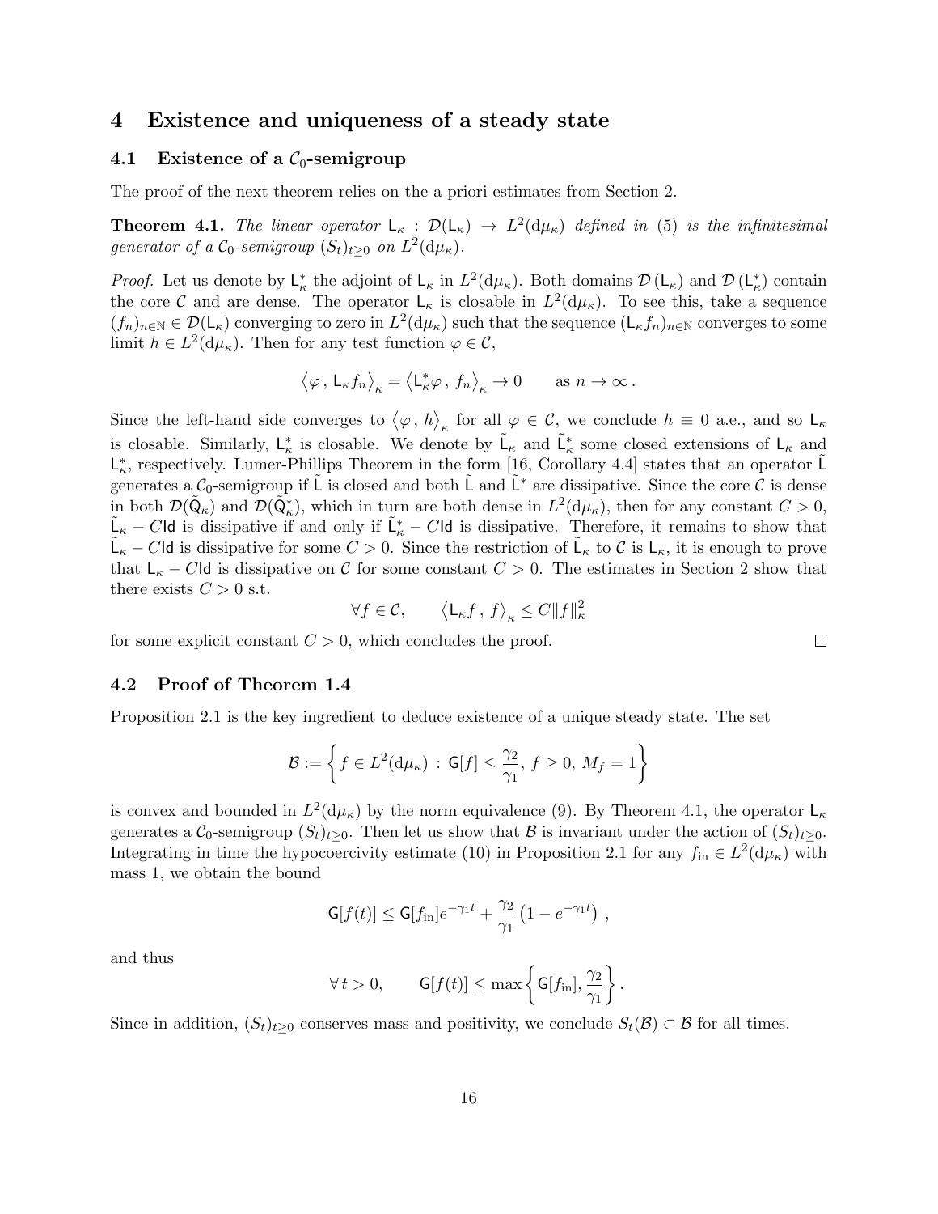# 4 Existence and uniqueness of a steady state

## 4.1 Existence of a $\mathcal{C}_0$-semigroup

The proof of the next theorem relies on the a priori estimates from Section 2.

**Theorem 4.1.** *The linear operator $\mathsf{L}_\kappa : \mathcal{D}(\mathsf{L}_\kappa) \to L^2(\mathrm{d}\mu_\kappa)$ defined in (5) is the infinitesimal generator of a $\mathcal{C}_0$-semigroup $(S_t)_{t\geq 0}$ on $L^2(\mathrm{d}\mu_\kappa)$.*

*Proof.* Let us denote by $\mathsf{L}_\kappa^*$ the adjoint of $\mathsf{L}_\kappa$ in $L^2(\mathrm{d}\mu_\kappa)$. Both domains $\mathcal{D}(\mathsf{L}_\kappa)$ and $\mathcal{D}(\mathsf{L}_\kappa^*)$ contain the core $\mathcal{C}$ and are dense. The operator $\mathsf{L}_\kappa$ is closable in $L^2(\mathrm{d}\mu_\kappa)$. To see this, take a sequence $(f_n)_{n\in\mathbb{N}} \in \mathcal{D}(\mathsf{L}_\kappa)$ converging to zero in $L^2(\mathrm{d}\mu_\kappa)$ such that the sequence $(\mathsf{L}_\kappa f_n)_{n\in\mathbb{N}}$ converges to some limit $h \in L^2(\mathrm{d}\mu_\kappa)$. Then for any test function $\varphi \in \mathcal{C}$,

$$
\left\langle \varphi \,,\, \mathsf{L}_\kappa f_n \right\rangle_\kappa = \left\langle \mathsf{L}_\kappa^* \varphi \,,\, f_n \right\rangle_\kappa \to 0 \qquad \text{as } n \to \infty\,.
$$

Since the left-hand side converges to $\left\langle \varphi \,,\, h \right\rangle_\kappa$ for all $\varphi \in \mathcal{C}$, we conclude $h \equiv 0$ a.e., and so $\mathsf{L}_\kappa$ is closable. Similarly, $\mathsf{L}_\kappa^*$ is closable. We denote by $\tilde{\mathsf{L}}_\kappa$ and $\tilde{\mathsf{L}}_\kappa^*$ some closed extensions of $\mathsf{L}_\kappa$ and $\mathsf{L}_\kappa^*$, respectively. Lumer-Phillips Theorem in the form [16, Corollary 4.4] states that an operator $\tilde{\mathsf{L}}$ generates a $\mathcal{C}_0$-semigroup if $\tilde{\mathsf{L}}$ is closed and both $\tilde{\mathsf{L}}$ and $\tilde{\mathsf{L}}^*$ are dissipative. Since the core $\mathcal{C}$ is dense in both $\mathcal{D}(\tilde{\mathsf{Q}}_\kappa)$ and $\mathcal{D}(\tilde{\mathsf{Q}}_\kappa^*)$, which in turn are both dense in $L^2(\mathrm{d}\mu_\kappa)$, then for any constant $C > 0$, $\tilde{\mathsf{L}}_\kappa - C\mathsf{Id}$ is dissipative if and only if $\tilde{\mathsf{L}}_\kappa^* - C\mathsf{Id}$ is dissipative. Therefore, it remains to show that $\tilde{\mathsf{L}}_\kappa - C\mathsf{Id}$ is dissipative for some $C > 0$. Since the restriction of $\tilde{\mathsf{L}}_\kappa$ to $\mathcal{C}$ is $\mathsf{L}_\kappa$, it is enough to prove that $\mathsf{L}_\kappa - C\mathsf{Id}$ is dissipative on $\mathcal{C}$ for some constant $C > 0$. The estimates in Section 2 show that there exists $C > 0$ s.t.

$$
\forall f \in \mathcal{C}, \qquad \left\langle \mathsf{L}_\kappa f \,,\, f \right\rangle_\kappa \leq C\|f\|_\kappa^2
$$

for some explicit constant $C > 0$, which concludes the proof. $\square$

## 4.2 Proof of Theorem 1.4

Proposition 2.1 is the key ingredient to deduce existence of a unique steady state. The set

$$
\mathcal{B} := \left\{ f \in L^2(\mathrm{d}\mu_\kappa) \,:\, \mathsf{G}[f] \leq \frac{\gamma_2}{\gamma_1},\, f \geq 0,\, M_f = 1 \right\}
$$

is convex and bounded in $L^2(\mathrm{d}\mu_\kappa)$ by the norm equivalence (9). By Theorem 4.1, the operator $\mathsf{L}_\kappa$ generates a $\mathcal{C}_0$-semigroup $(S_t)_{t\geq 0}$. Then let us show that $\mathcal{B}$ is invariant under the action of $(S_t)_{t\geq 0}$. Integrating in time the hypocoercivity estimate (10) in Proposition 2.1 for any $f_{\mathrm{in}} \in L^2(\mathrm{d}\mu_\kappa)$ with mass 1, we obtain the bound

$$
\mathsf{G}[f(t)] \leq \mathsf{G}[f_{\mathrm{in}}]e^{-\gamma_1 t} + \frac{\gamma_2}{\gamma_1}\left(1 - e^{-\gamma_1 t}\right)\,,
$$

and thus

$$
\forall\, t > 0, \qquad \mathsf{G}[f(t)] \leq \max\left\{ \mathsf{G}[f_{\mathrm{in}}], \frac{\gamma_2}{\gamma_1} \right\}.
$$

Since in addition, $(S_t)_{t\geq 0}$ conserves mass and positivity, we conclude $S_t(\mathcal{B}) \subset \mathcal{B}$ for all times.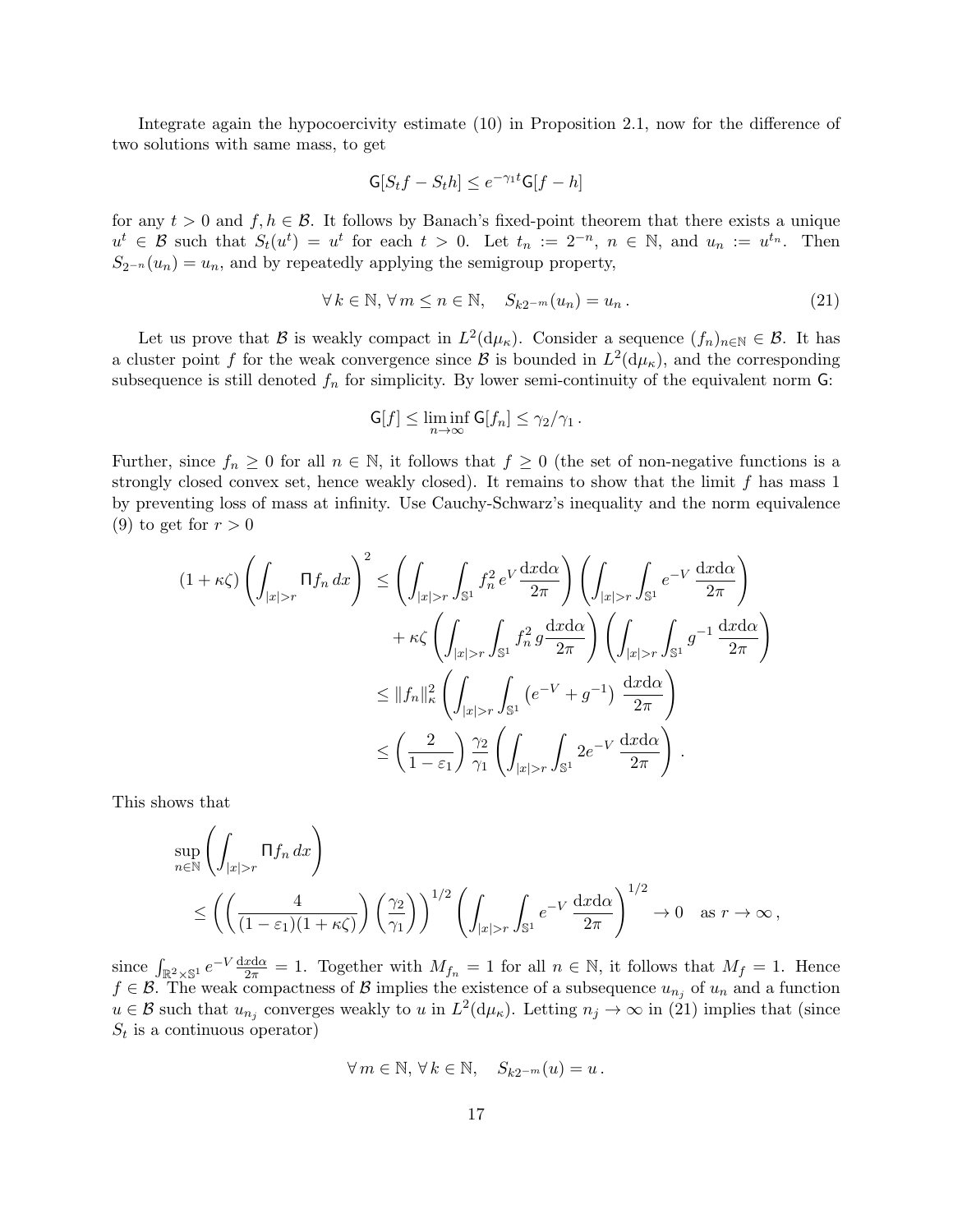Integrate again the hypocoercivity estimate (10) in Proposition 2.1, now for the difference of two solutions with same mass, to get

$$\mathsf{G}[S_t f - S_t h] \le e^{-\gamma_1 t}\mathsf{G}[f-h]$$

for any $t>0$ and $f,h\in\mathcal{B}$. It follows by Banach's fixed-point theorem that there exists a unique $u^t\in\mathcal{B}$ such that $S_t(u^t)=u^t$ for each $t>0$. Let $t_n := 2^{-n}$, $n\in\mathbb{N}$, and $u_n := u^{t_n}$. Then $S_{2^{-n}}(u_n)=u_n$, and by repeatedly applying the semigroup property,

$$\forall\, k\in\mathbb{N},\,\forall\, m\le n\in\mathbb{N},\quad S_{k2^{-m}}(u_n)=u_n\,. \tag{21}$$

Let us prove that $\mathcal{B}$ is weakly compact in $L^2(\mathrm{d}\mu_\kappa)$. Consider a sequence $(f_n)_{n\in\mathbb{N}}\in\mathcal{B}$. It has a cluster point $f$ for the weak convergence since $\mathcal{B}$ is bounded in $L^2(\mathrm{d}\mu_\kappa)$, and the corresponding subsequence is still denoted $f_n$ for simplicity. By lower semi-continuity of the equivalent norm $\mathsf{G}$:

$$\mathsf{G}[f]\le \liminf_{n\to\infty}\mathsf{G}[f_n]\le \gamma_2/\gamma_1\,.$$

Further, since $f_n\ge 0$ for all $n\in\mathbb{N}$, it follows that $f\ge 0$ (the set of non-negative functions is a strongly closed convex set, hence weakly closed). It remains to show that the limit $f$ has mass 1 by preventing loss of mass at infinity. Use Cauchy-Schwarz's inequality and the norm equivalence (9) to get for $r>0$

$$\begin{aligned}
(1+\kappa\zeta)\left(\int_{|x|>r}\Pi f_n\,dx\right)^2 &\le \left(\int_{|x|>r}\int_{\mathbb{S}^1} f_n^2\,e^{V}\,\frac{\mathrm{d}x\mathrm{d}\alpha}{2\pi}\right)\left(\int_{|x|>r}\int_{\mathbb{S}^1} e^{-V}\,\frac{\mathrm{d}x\mathrm{d}\alpha}{2\pi}\right)\\
&\quad+\kappa\zeta\left(\int_{|x|>r}\int_{\mathbb{S}^1} f_n^2\,g\,\frac{\mathrm{d}x\mathrm{d}\alpha}{2\pi}\right)\left(\int_{|x|>r}\int_{\mathbb{S}^1} g^{-1}\,\frac{\mathrm{d}x\mathrm{d}\alpha}{2\pi}\right)\\
&\le \|f_n\|_\kappa^2\left(\int_{|x|>r}\int_{\mathbb{S}^1}\left(e^{-V}+g^{-1}\right)\,\frac{\mathrm{d}x\mathrm{d}\alpha}{2\pi}\right)\\
&\le \left(\frac{2}{1-\varepsilon_1}\right)\frac{\gamma_2}{\gamma_1}\left(\int_{|x|>r}\int_{\mathbb{S}^1} 2e^{-V}\,\frac{\mathrm{d}x\mathrm{d}\alpha}{2\pi}\right)\,.
\end{aligned}$$

This shows that

$$\begin{aligned}
&\sup_{n\in\mathbb{N}}\left(\int_{|x|>r}\Pi f_n\,dx\right)\\
&\quad\le\left(\left(\frac{4}{(1-\varepsilon_1)(1+\kappa\zeta)}\right)\left(\frac{\gamma_2}{\gamma_1}\right)\right)^{1/2}\left(\int_{|x|>r}\int_{\mathbb{S}^1} e^{-V}\,\frac{\mathrm{d}x\mathrm{d}\alpha}{2\pi}\right)^{1/2}\to 0\quad\text{as } r\to\infty\,,
\end{aligned}$$

since $\int_{\mathbb{R}^2\times\mathbb{S}^1} e^{-V}\frac{\mathrm{d}x\mathrm{d}\alpha}{2\pi}=1$. Together with $M_{f_n}=1$ for all $n\in\mathbb{N}$, it follows that $M_f=1$. Hence $f\in\mathcal{B}$. The weak compactness of $\mathcal{B}$ implies the existence of a subsequence $u_{n_j}$ of $u_n$ and a function $u\in\mathcal{B}$ such that $u_{n_j}$ converges weakly to $u$ in $L^2(\mathrm{d}\mu_\kappa)$. Letting $n_j\to\infty$ in (21) implies that (since $S_t$ is a continuous operator)

$$\forall\, m\in\mathbb{N},\,\forall\, k\in\mathbb{N},\quad S_{k2^{-m}}(u)=u\,.$$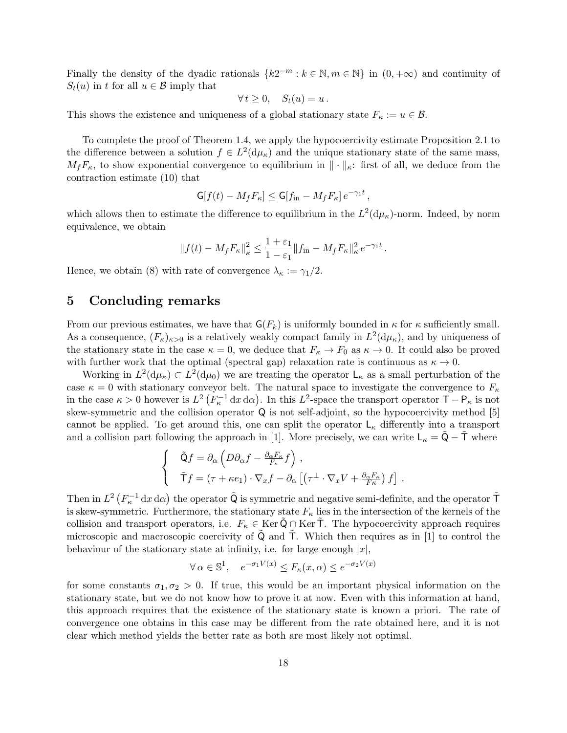Finally the density of the dyadic rationals $\{k2^{-m} : k \in \mathbb{N}, m \in \mathbb{N}\}$ in $(0,+\infty)$ and continuity of $S_t(u)$ in $t$ for all $u \in \mathcal{B}$ imply that

$$\forall\, t \geq 0, \quad S_t(u) = u\,.$$

This shows the existence and uniqueness of a global stationary state $F_\kappa := u \in \mathcal{B}$.

To complete the proof of Theorem 1.4, we apply the hypocoercivity estimate Proposition 2.1 to the difference between a solution $f \in L^2(\mathrm{d}\mu_\kappa)$ and the unique stationary state of the same mass, $M_f F_\kappa$, to show exponential convergence to equilibrium in $\|\cdot\|_\kappa$: first of all, we deduce from the contraction estimate (10) that

$$\mathsf{G}[f(t) - M_f F_\kappa] \leq \mathsf{G}[f_{\mathrm{in}} - M_f F_\kappa]\, e^{-\gamma_1 t}\,,$$

which allows then to estimate the difference to equilibrium in the $L^2(\mathrm{d}\mu_\kappa)$-norm. Indeed, by norm equivalence, we obtain

$$\|f(t) - M_f F_\kappa\|_\kappa^2 \leq \frac{1+\varepsilon_1}{1-\varepsilon_1}\|f_{\mathrm{in}} - M_f F_\kappa\|_\kappa^2\, e^{-\gamma_1 t}\,.$$

Hence, we obtain (8) with rate of convergence $\lambda_\kappa := \gamma_1/2$.

## 5 Concluding remarks

From our previous estimates, we have that $\mathsf{G}(F_k)$ is uniformly bounded in $\kappa$ for $\kappa$ sufficiently small. As a consequence, $(F_\kappa)_{\kappa>0}$ is a relatively weakly compact family in $L^2(\mathrm{d}\mu_\kappa)$, and by uniqueness of the stationary state in the case $\kappa = 0$, we deduce that $F_\kappa \to F_0$ as $\kappa \to 0$. It could also be proved with further work that the optimal (spectral gap) relaxation rate is continuous as $\kappa \to 0$.

Working in $L^2(\mathrm{d}\mu_\kappa) \subset L^2(\mathrm{d}\mu_0)$ we are treating the operator $\mathsf{L}_\kappa$ as a small perturbation of the case $\kappa = 0$ with stationary conveyor belt. The natural space to investigate the convergence to $F_\kappa$ in the case $\kappa > 0$ however is $L^2\left(F_\kappa^{-1}\,\mathrm{d}x\,\mathrm{d}\alpha\right)$. In this $L^2$-space the transport operator $\mathsf{T} - \mathsf{P}_\kappa$ is not skew-symmetric and the collision operator $\mathsf{Q}$ is not self-adjoint, so the hypocoercivity method [5] cannot be applied. To get around this, one can split the operator $\mathsf{L}_\kappa$ differently into a transport and a collision part following the approach in [1]. More precisely, we can write $\mathsf{L}_\kappa = \tilde{\mathsf{Q}} - \tilde{\mathsf{T}}$ where

$$\begin{cases} \tilde{\mathsf{Q}} f = \partial_\alpha\left(D\partial_\alpha f - \frac{\partial_\alpha F_\kappa}{F_\kappa} f\right)\,, \\ \tilde{\mathsf{T}} f = (\tau + \kappa e_1)\cdot\nabla_x f - \partial_\alpha\left[\left(\tau^\perp\cdot\nabla_x V + \frac{\partial_\alpha F_\kappa}{F_\kappa}\right) f\right]\,. \end{cases}$$

Then in $L^2\left(F_\kappa^{-1}\,\mathrm{d}x\,\mathrm{d}\alpha\right)$ the operator $\tilde{\mathsf{Q}}$ is symmetric and negative semi-definite, and the operator $\tilde{\mathsf{T}}$ is skew-symmetric. Furthermore, the stationary state $F_\kappa$ lies in the intersection of the kernels of the collision and transport operators, i.e. $F_\kappa \in \operatorname{Ker}\tilde{\mathsf{Q}} \cap \operatorname{Ker}\tilde{\mathsf{T}}$. The hypocoercivity approach requires microscopic and macroscopic coercivity of $\tilde{\mathsf{Q}}$ and $\tilde{\mathsf{T}}$. Which then requires as in [1] to control the behaviour of the stationary state at infinity, i.e. for large enough $|x|$,

$$\forall\, \alpha \in \mathbb{S}^1, \quad e^{-\sigma_1 V(x)} \leq F_\kappa(x,\alpha) \leq e^{-\sigma_2 V(x)}$$

for some constants $\sigma_1, \sigma_2 > 0$. If true, this would be an important physical information on the stationary state, but we do not know how to prove it at now. Even with this information at hand, this approach requires that the existence of the stationary state is known a priori. The rate of convergence one obtains in this case may be different from the rate obtained here, and it is not clear which method yields the better rate as both are most likely not optimal.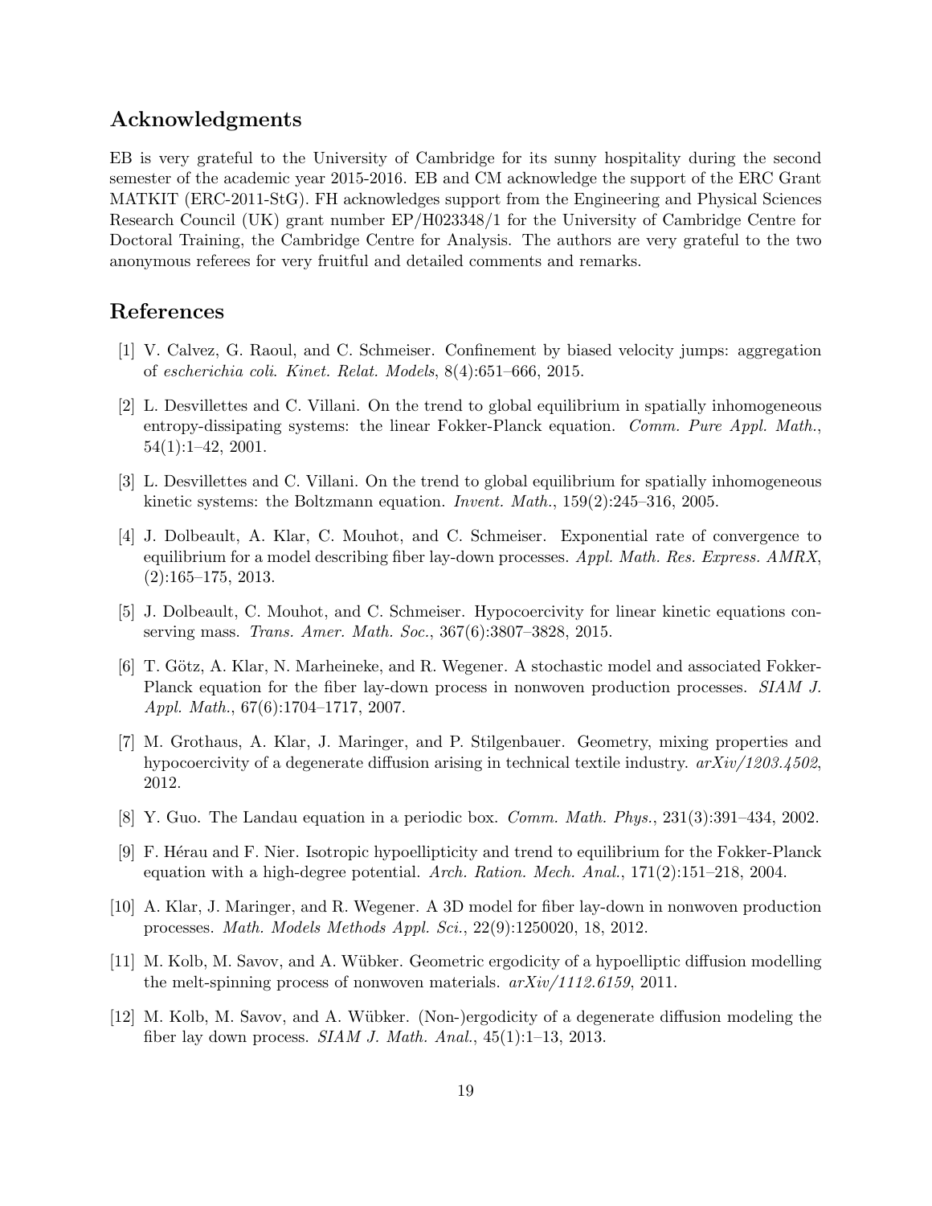## Acknowledgments

EB is very grateful to the University of Cambridge for its sunny hospitality during the second semester of the academic year 2015-2016. EB and CM acknowledge the support of the ERC Grant MATKIT (ERC-2011-StG). FH acknowledges support from the Engineering and Physical Sciences Research Council (UK) grant number EP/H023348/1 for the University of Cambridge Centre for Doctoral Training, the Cambridge Centre for Analysis. The authors are very grateful to the two anonymous referees for very fruitful and detailed comments and remarks.

## References

[1] V. Calvez, G. Raoul, and C. Schmeiser. Confinement by biased velocity jumps: aggregation of *escherichia coli*. *Kinet. Relat. Models*, 8(4):651–666, 2015.

[2] L. Desvillettes and C. Villani. On the trend to global equilibrium in spatially inhomogeneous entropy-dissipating systems: the linear Fokker-Planck equation. *Comm. Pure Appl. Math.*, 54(1):1–42, 2001.

[3] L. Desvillettes and C. Villani. On the trend to global equilibrium for spatially inhomogeneous kinetic systems: the Boltzmann equation. *Invent. Math.*, 159(2):245–316, 2005.

[4] J. Dolbeault, A. Klar, C. Mouhot, and C. Schmeiser. Exponential rate of convergence to equilibrium for a model describing fiber lay-down processes. *Appl. Math. Res. Express. AMRX*, (2):165–175, 2013.

[5] J. Dolbeault, C. Mouhot, and C. Schmeiser. Hypocoercivity for linear kinetic equations conserving mass. *Trans. Amer. Math. Soc.*, 367(6):3807–3828, 2015.

[6] T. Götz, A. Klar, N. Marheineke, and R. Wegener. A stochastic model and associated Fokker-Planck equation for the fiber lay-down process in nonwoven production processes. *SIAM J. Appl. Math.*, 67(6):1704–1717, 2007.

[7] M. Grothaus, A. Klar, J. Maringer, and P. Stilgenbauer. Geometry, mixing properties and hypocoercivity of a degenerate diffusion arising in technical textile industry. *arXiv/1203.4502*, 2012.

[8] Y. Guo. The Landau equation in a periodic box. *Comm. Math. Phys.*, 231(3):391–434, 2002.

[9] F. Hérau and F. Nier. Isotropic hypoellipticity and trend to equilibrium for the Fokker-Planck equation with a high-degree potential. *Arch. Ration. Mech. Anal.*, 171(2):151–218, 2004.

[10] A. Klar, J. Maringer, and R. Wegener. A 3D model for fiber lay-down in nonwoven production processes. *Math. Models Methods Appl. Sci.*, 22(9):1250020, 18, 2012.

[11] M. Kolb, M. Savov, and A. Wübker. Geometric ergodicity of a hypoelliptic diffusion modelling the melt-spinning process of nonwoven materials. *arXiv/1112.6159*, 2011.

[12] M. Kolb, M. Savov, and A. Wübker. (Non-)ergodicity of a degenerate diffusion modeling the fiber lay down process. *SIAM J. Math. Anal.*, 45(1):1–13, 2013.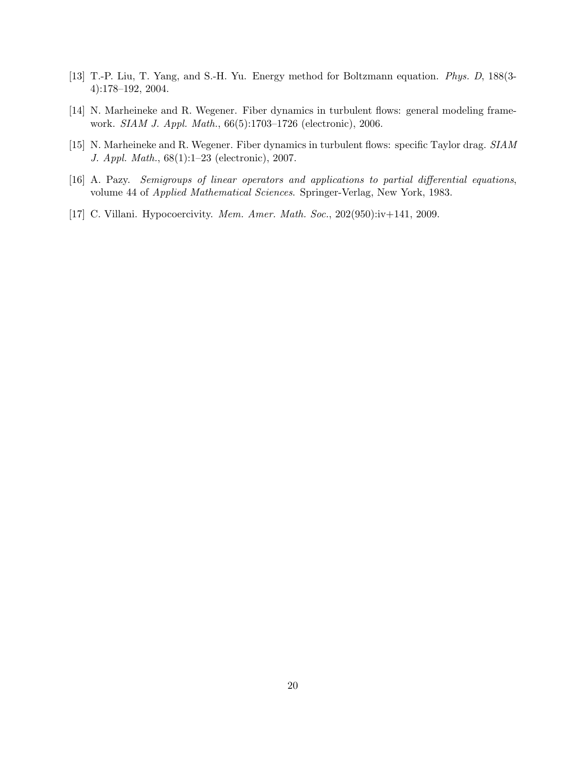[13] T.-P. Liu, T. Yang, and S.-H. Yu. Energy method for Boltzmann equation. *Phys. D*, 188(3-4):178–192, 2004.

[14] N. Marheineke and R. Wegener. Fiber dynamics in turbulent flows: general modeling framework. *SIAM J. Appl. Math.*, 66(5):1703–1726 (electronic), 2006.

[15] N. Marheineke and R. Wegener. Fiber dynamics in turbulent flows: specific Taylor drag. *SIAM J. Appl. Math.*, 68(1):1–23 (electronic), 2007.

[16] A. Pazy. *Semigroups of linear operators and applications to partial differential equations*, volume 44 of *Applied Mathematical Sciences*. Springer-Verlag, New York, 1983.

[17] C. Villani. Hypocoercivity. *Mem. Amer. Math. Soc.*, 202(950):iv+141, 2009.